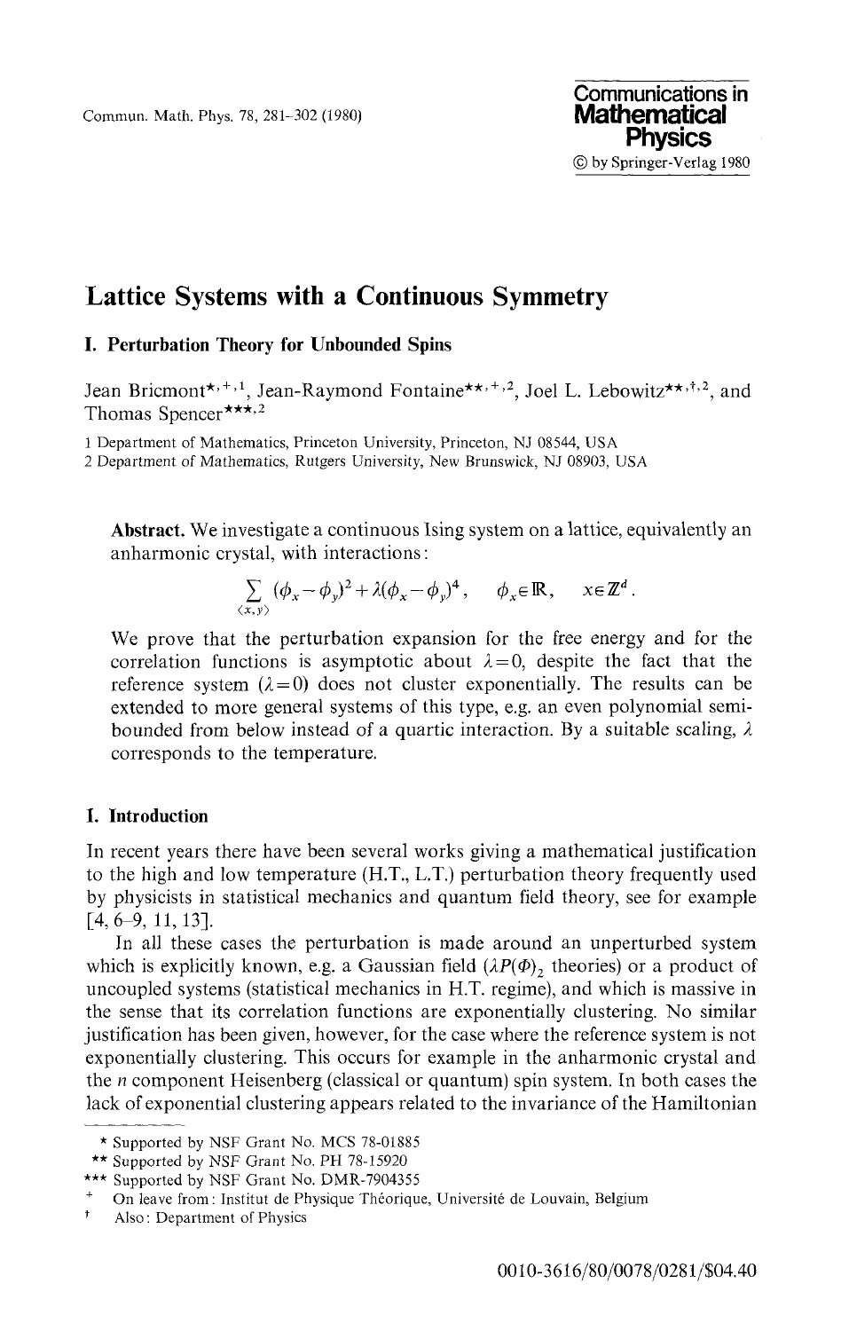# Lattice Systems with a Continuous Symmetry

## I. Perturbation Theory for Unbounded Spins

Jean Bricmont*,+,[1], Jean-Raymond Fontaine**,+,[2], Joel L. Lebowitz**,†,[2], and Thomas Spencer***,[2]

[1] Department of Mathematics, Princeton University, Princeton, NJ 08544, USA
[2] Department of Mathematics, Rutgers University, New Brunswick, NJ 08903, USA

**Abstract.** We investigate a continuous Ising system on a lattice, equivalently an anharmonic crystal, with interactions:

$$\sum_{\langle x,y\rangle} (\phi_x - \phi_y)^2 + \lambda(\phi_x - \phi_y)^4, \quad \phi_x \in \mathbb{R}, \quad x \in \mathbb{Z}^d.$$

We prove that the perturbation expansion for the free energy and for the correlation functions is asymptotic about $\lambda = 0$, despite the fact that the reference system ($\lambda = 0$) does not cluster exponentially. The results can be extended to more general systems of this type, e.g. an even polynomial semi-bounded from below instead of a quartic interaction. By a suitable scaling, $\lambda$ corresponds to the temperature.

## I. Introduction

In recent years there have been several works giving a mathematical justification to the high and low temperature (H.T., L.T.) perturbation theory frequently used by physicists in statistical mechanics and quantum field theory, see for example [4, 6–9, 11, 13].

In all these cases the perturbation is made around an unperturbed system which is explicitly known, e.g. a Gaussian field ($(\lambda P(\Phi))_2$ theories) or a product of uncoupled systems (statistical mechanics in H.T. regime), and which is massive in the sense that its correlation functions are exponentially clustering. No similar justification has been given, however, for the case where the reference system is not exponentially clustering. This occurs for example in the anharmonic crystal and the $n$ component Heisenberg (classical or quantum) spin system. In both cases the lack of exponential clustering appears related to the invariance of the Hamiltonian

---

\* Supported by NSF Grant No. MCS 78-01885
\*\* Supported by NSF Grant No. PH 78-15920
\*\*\* Supported by NSF Grant No. DMR-7904355
+ On leave from: Institut de Physique Théorique, Université de Louvain, Belgium
† Also: Department of Physics

0010-3616/80/0078/0281/$04.40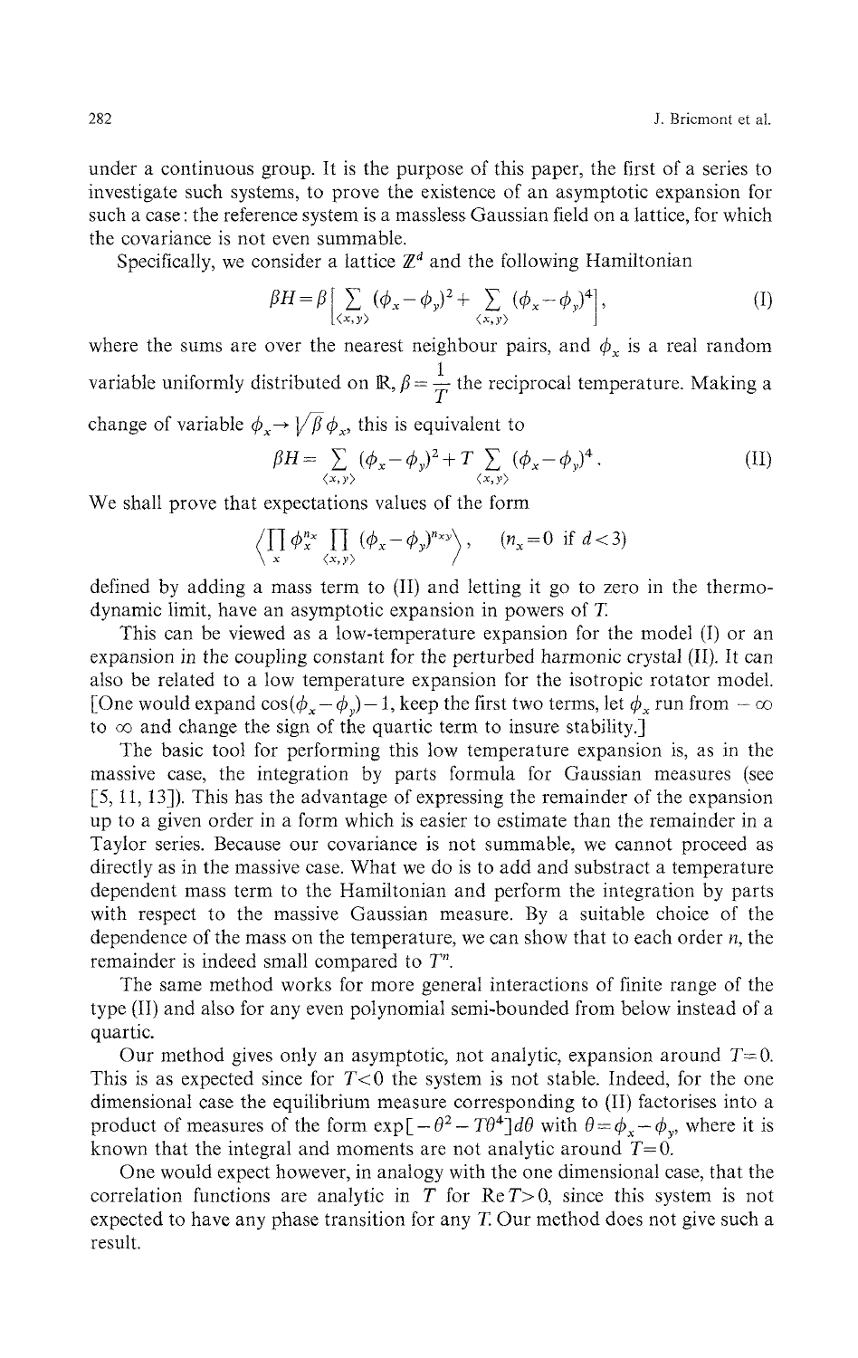under a continuous group. It is the purpose of this paper, the first of a series to investigate such systems, to prove the existence of an asymptotic expansion for such a case: the reference system is a massless Gaussian field on a lattice, for which the covariance is not even summable.

Specifically, we consider a lattice $\mathbb{Z}^d$ and the following Hamiltonian

$$\beta H = \beta \left[ \sum_{\langle x,y \rangle} (\phi_x - \phi_y)^2 + \sum_{\langle x,y \rangle} (\phi_x - \phi_y)^4 \right], \tag{I}$$

where the sums are over the nearest neighbour pairs, and $\phi_x$ is a real random variable uniformly distributed on $\mathbb{R}$, $\beta = \frac{1}{T}$ the reciprocal temperature. Making a change of variable $\phi_x \to \sqrt{\beta}\, \phi_x$, this is equivalent to

$$\beta H = \sum_{\langle x,y \rangle} (\phi_x - \phi_y)^2 + T \sum_{\langle x,y \rangle} (\phi_x - \phi_y)^4 . \tag{II}$$

We shall prove that expectations values of the form

$$\left\langle \prod_x \phi_x^{n_x} \prod_{\langle x,y \rangle} (\phi_x - \phi_y)^{n_{xy}} \right\rangle, \qquad (n_x = 0 \text{ if } d < 3)$$

defined by adding a mass term to (II) and letting it go to zero in the thermodynamic limit, have an asymptotic expansion in powers of $T$.

This can be viewed as a low-temperature expansion for the model (I) or an expansion in the coupling constant for the perturbed harmonic crystal (II). It can also be related to a low temperature expansion for the isotropic rotator model. [One would expand $\cos(\phi_x - \phi_y) - 1$, keep the first two terms, let $\phi_x$ run from $-\infty$ to $\infty$ and change the sign of the quartic term to insure stability.]

The basic tool for performing this low temperature expansion is, as in the massive case, the integration by parts formula for Gaussian measures (see [5, 11, 13]). This has the advantage of expressing the remainder of the expansion up to a given order in a form which is easier to estimate than the remainder in a Taylor series. Because our covariance is not summable, we cannot proceed as directly as in the massive case. What we do is to add and substract a temperature dependent mass term to the Hamiltonian and perform the integration by parts with respect to the massive Gaussian measure. By a suitable choice of the dependence of the mass on the temperature, we can show that to each order $n$, the remainder is indeed small compared to $T^n$.

The same method works for more general interactions of finite range of the type (II) and also for any even polynomial semi-bounded from below instead of a quartic.

Our method gives only an asymptotic, not analytic, expansion around $T=0$. This is as expected since for $T<0$ the system is not stable. Indeed, for the one dimensional case the equilibrium measure corresponding to (II) factorises into a product of measures of the form $\exp[-\theta^2 - T\theta^4]d\theta$ with $\theta = \phi_x - \phi_y$, where it is known that the integral and moments are not analytic around $T=0$.

One would expect however, in analogy with the one dimensional case, that the correlation functions are analytic in $T$ for $\operatorname{Re} T > 0$, since this system is not expected to have any phase transition for any $T$. Our method does not give such a result.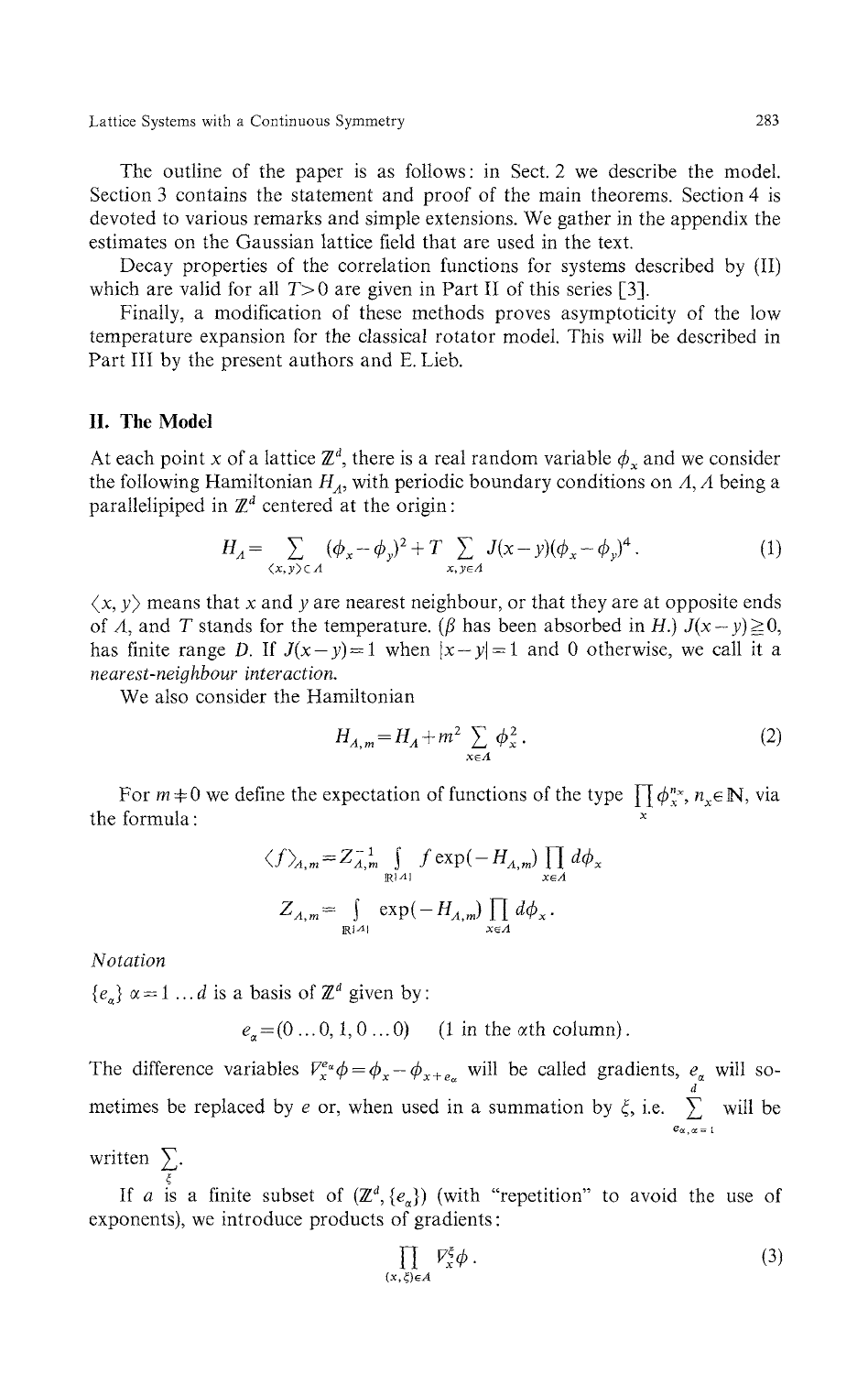The outline of the paper is as follows: in Sect. 2 we describe the model. Section 3 contains the statement and proof of the main theorems. Section 4 is devoted to various remarks and simple extensions. We gather in the appendix the estimates on the Gaussian lattice field that are used in the text.

Decay properties of the correlation functions for systems described by (II) which are valid for all $T > 0$ are given in Part II of this series [3].

Finally, a modification of these methods proves asymptoticity of the low temperature expansion for the classical rotator model. This will be described in Part III by the present authors and E. Lieb.

## II. The Model

At each point $x$ of a lattice $\mathbb{Z}^d$, there is a real random variable $\phi_x$ and we consider the following Hamiltonian $H_A$, with periodic boundary conditions on $A$, $A$ being a parallelipiped in $\mathbb{Z}^d$ centered at the origin:

$$H_A = \sum_{\langle x,y\rangle \subset A} (\phi_x - \phi_y)^2 + T \sum_{x,y \in A} J(x-y)(\phi_x - \phi_y)^4 . \tag{1}$$

$\langle x, y\rangle$ means that $x$ and $y$ are nearest neighbour, or that they are at opposite ends of $A$, and $T$ stands for the temperature. ($\beta$ has been absorbed in $H$.) $J(x-y) \geqq 0$, has finite range $D$. If $J(x-y) = 1$ when $|x-y| = 1$ and 0 otherwise, we call it a *nearest-neighbour interaction.*

We also consider the Hamiltonian

$$H_{A,m} = H_A + m^2 \sum_{x \in A} \phi_x^2 . \tag{2}$$

For $m \neq 0$ we define the expectation of functions of the type $\prod_x \phi_x^{n_x}$, $n_x \in \mathbb{N}$, via the formula:

$$\langle f \rangle_{A,m} = Z_{A,m}^{-1} \int_{\mathbb{R}^{|A|}} f \exp(-H_{A,m}) \prod_{x \in A} d\phi_x$$

$$Z_{A,m} = \int_{\mathbb{R}^{|A|}} \exp(-H_{A,m}) \prod_{x \in A} d\phi_x .$$

*Notation*

$\{e_\alpha\}$ $\alpha = 1 \ldots d$ is a basis of $\mathbb{Z}^d$ given by:

$$e_\alpha = (0 \ldots 0, 1, 0 \ldots 0) \quad (1 \text{ in the } \alpha\text{th column}).$$

The difference variables $\nabla_x^{e_\alpha}\phi = \phi_x - \phi_{x+e_\alpha}$ will be called gradients, $e_\alpha$ will sometimes be replaced by $e$ or, when used in a summation by $\xi$, i.e. $\sum_{e_\alpha, \alpha=1}^{d}$ will be written $\sum_\xi$.

If $a$ is a finite subset of $(\mathbb{Z}^d, \{e_\alpha\})$ (with "repetition" to avoid the use of exponents), we introduce products of gradients:

$$\prod_{(x,\xi) \in A} \nabla_x^\xi \phi . \tag{3}$$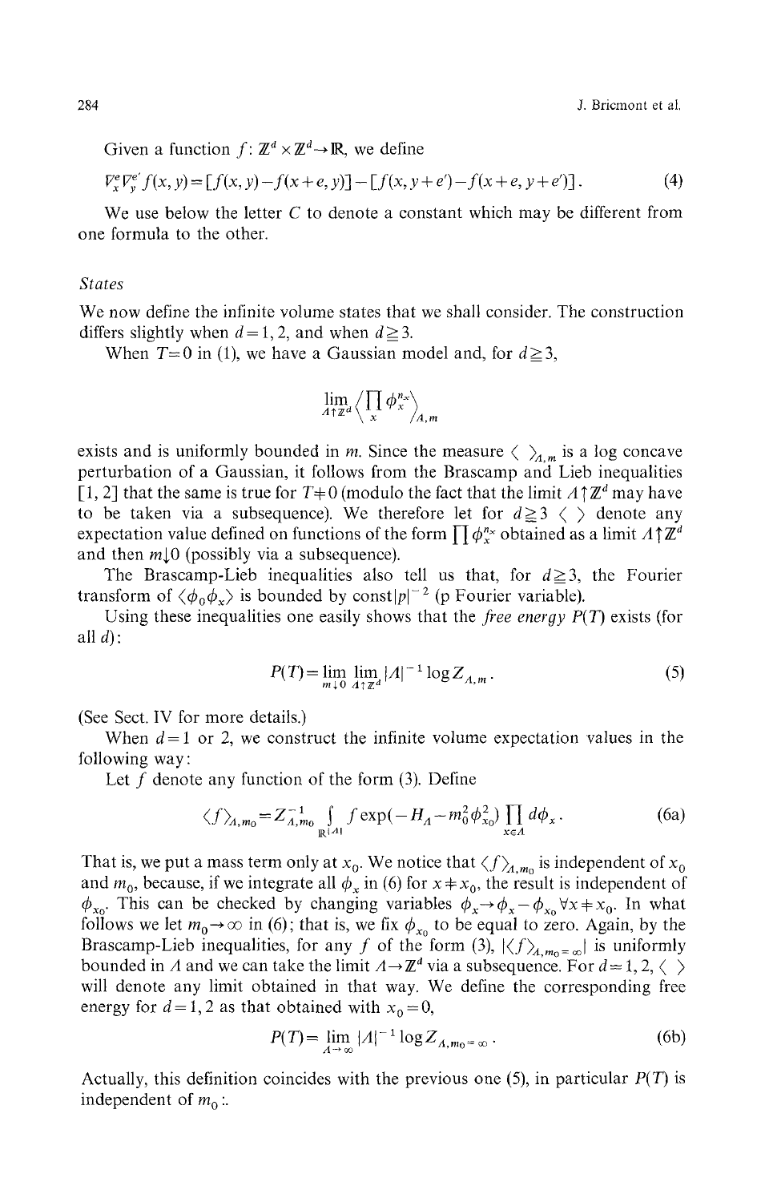Given a function $f: \mathbb{Z}^d \times \mathbb{Z}^d \to \mathbb{R}$, we define

$$\nabla_x^e \nabla_y^{e'} f(x, y) = [f(x, y) - f(x+e, y)] - [f(x, y+e') - f(x+e, y+e')] . \tag{4}$$

We use below the letter $C$ to denote a constant which may be different from one formula to the other.

### *States*

We now define the infinite volume states that we shall consider. The construction differs slightly when $d = 1, 2$, and when $d \geqq 3$.

When $T = 0$ in (1), we have a Gaussian model and, for $d \geqq 3$,

$$\lim_{\Lambda \uparrow \mathbb{Z}^d} \left\langle \prod_x \phi_x^{n_x} \right\rangle_{\Lambda, m}$$

exists and is uniformly bounded in $m$. Since the measure $\langle \ \rangle_{\Lambda, m}$ is a log concave perturbation of a Gaussian, it follows from the Brascamp and Lieb inequalities [1, 2] that the same is true for $T \neq 0$ (modulo the fact that the limit $\Lambda \uparrow \mathbb{Z}^d$ may have to be taken via a subsequence). We therefore let for $d \geqq 3$ $\langle \ \rangle$ denote any expectation value defined on functions of the form $\prod \phi_x^{n_x}$ obtained as a limit $\Lambda \uparrow \mathbb{Z}^d$ and then $m \downarrow 0$ (possibly via a subsequence).

The Brascamp-Lieb inequalities also tell us that, for $d \geqq 3$, the Fourier transform of $\langle \phi_0 \phi_x \rangle$ is bounded by const$|p|^{-2}$ ($p$ Fourier variable).

Using these inequalities one easily shows that the *free energy* $P(T)$ exists (for all $d$):

$$P(T) = \lim_{m \downarrow 0} \lim_{\Lambda \uparrow \mathbb{Z}^d} |\Lambda|^{-1} \log Z_{\Lambda, m} . \tag{5}$$

(See Sect. IV for more details.)

When $d = 1$ or 2, we construct the infinite volume expectation values in the following way:

Let $f$ denote any function of the form (3). Define

$$\langle f \rangle_{\Lambda, m_0} = Z_{\Lambda, m_0}^{-1} \int_{\mathbb{R}^{|\Lambda|}} f \exp(-H_\Lambda - m_0^2 \phi_{x_0}^2) \prod_{x \in \Lambda} d\phi_x . \tag{6a}$$

That is, we put a mass term only at $x_0$. We notice that $\langle f \rangle_{\Lambda, m_0}$ is independent of $x_0$ and $m_0$, because, if we integrate all $\phi_x$ in (6) for $x \neq x_0$, the result is independent of $\phi_{x_0}$. This can be checked by changing variables $\phi_x \to \phi_x - \phi_{x_0} \ \forall x \neq x_0$. In what follows we let $m_0 \to \infty$ in (6); that is, we fix $\phi_{x_0}$ to be equal to zero. Again, by the Brascamp-Lieb inequalities, for any $f$ of the form (3), $|\langle f \rangle_{\Lambda, m_0 = \infty}|$ is uniformly bounded in $\Lambda$ and we can take the limit $\Lambda \to \mathbb{Z}^d$ via a subsequence. For $d = 1, 2$, $\langle \ \rangle$ will denote any limit obtained in that way. We define the corresponding free energy for $d = 1, 2$ as that obtained with $x_0 = 0$,

$$P(T) = \lim_{\Lambda \to \infty} |\Lambda|^{-1} \log Z_{\Lambda, m_0 = \infty} . \tag{6b}$$

Actually, this definition coincides with the previous one (5), in particular $P(T)$ is independent of $m_0$ :.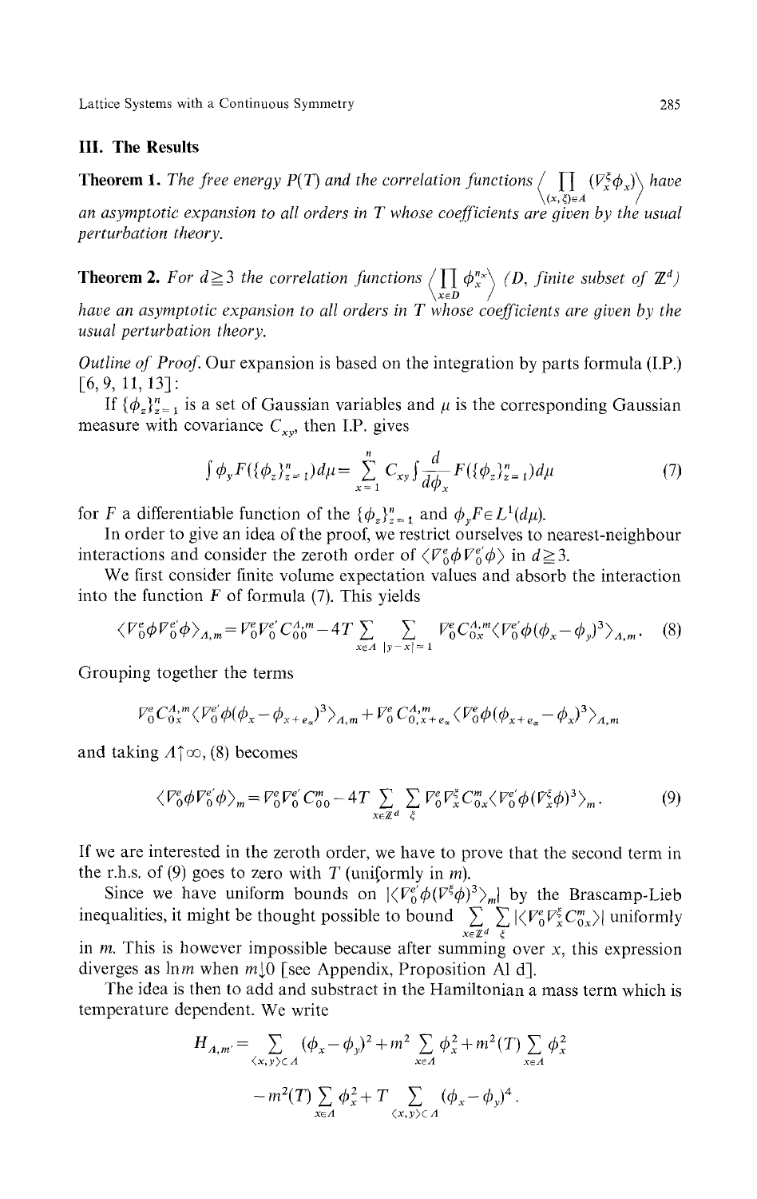## III. The Results

**Theorem 1.** *The free energy $P(T)$ and the correlation functions $\left\langle \prod_{(x,\xi)\in A} (V_x^\xi \phi_x) \right\rangle$ have an asymptotic expansion to all orders in $T$ whose coefficients are given by the usual perturbation theory.*

**Theorem 2.** *For $d \geqq 3$ the correlation functions $\left\langle \prod_{x\in D} \phi_x^{n_x} \right\rangle$ ($D$, finite subset of $\mathbb{Z}^d$) have an asymptotic expansion to all orders in $T$ whose coefficients are given by the usual perturbation theory.*

*Outline of Proof.* Our expansion is based on the integration by parts formula (I.P.) [6, 9, 11, 13]:

If $\{\phi_z\}_{z=1}^n$ is a set of Gaussian variables and $\mu$ is the corresponding Gaussian measure with covariance $C_{xy}$, then I.P. gives

$$\int \phi_y F(\{\phi_z\}_{z=1}^n) d\mu = \sum_{x=1}^n C_{xy} \int \frac{d}{d\phi_x} F(\{\phi_z\}_{z=1}^n) d\mu \tag{7}$$

for $F$ a differentiable function of the $\{\phi_z\}_{z=1}^n$ and $\phi_y F \in L^1(d\mu)$.

In order to give an idea of the proof, we restrict ourselves to nearest-neighbour interactions and consider the zeroth order of $\langle V_0^e \phi V_0^{e'} \phi \rangle$ in $d \geqq 3$.

We first consider finite volume expectation values and absorb the interaction into the function $F$ of formula (7). This yields

$$\langle V_0^e \phi V_0^{e'} \phi \rangle_{A,m} = V_0^e V_0^{e'} C_{00}^{A,m} - 4T \sum_{x\in A} \sum_{|y-x|=1} V_0^e C_{0x}^{A,m} \langle V_0^{e'} \phi (\phi_x - \phi_y)^3 \rangle_{A,m}. \tag{8}$$

Grouping together the terms

$$V_0^e C_{0x}^{A,m} \langle V_0^{e'} \phi (\phi_x - \phi_{x+e_\alpha})^3 \rangle_{A,m} + V_0^e C_{0,x+e_\alpha}^{A,m} \langle V_0^e \phi (\phi_{x+e_\alpha} - \phi_x)^3 \rangle_{A,m}$$

and taking $A \uparrow \infty$, (8) becomes

$$\langle V_0^e \phi V_0^{e'} \phi \rangle_m = V_0^e V_0^{e'} C_{00}^m - 4T \sum_{x\in\mathbb{Z}^d} \sum_\xi V_0^e V_x^\xi C_{0x}^m \langle V_0^{e'} \phi (V_x^\xi \phi)^3 \rangle_m. \tag{9}$$

If we are interested in the zeroth order, we have to prove that the second term in the r.h.s. of (9) goes to zero with $T$ (uniformly in $m$).

Since we have uniform bounds on $|\langle V_0^{e'} \phi (V^\xi \phi)^3 \rangle_m|$ by the Brascamp-Lieb inequalities, it might be thought possible to bound $\sum_{x\in\mathbb{Z}^d} \sum_\xi |\langle V_0^e V_x^\xi C_{0x}^m \rangle|$ uniformly in $m$. This is however impossible because after summing over $x$, this expression diverges as $\ln m$ when $m \downarrow 0$ [see Appendix, Proposition A1 d].

The idea is then to add and substract in the Hamiltonian a mass term which is temperature dependent. We write

$$\begin{aligned} H_{A,m'} = & \sum_{\langle x,y\rangle \subset A} (\phi_x - \phi_y)^2 + m^2 \sum_{x\in A} \phi_x^2 + m^2(T) \sum_{x\in A} \phi_x^2 \\ & - m^2(T) \sum_{x\in A} \phi_x^2 + T \sum_{\langle x,y\rangle \subset A} (\phi_x - \phi_y)^4 . \end{aligned}$$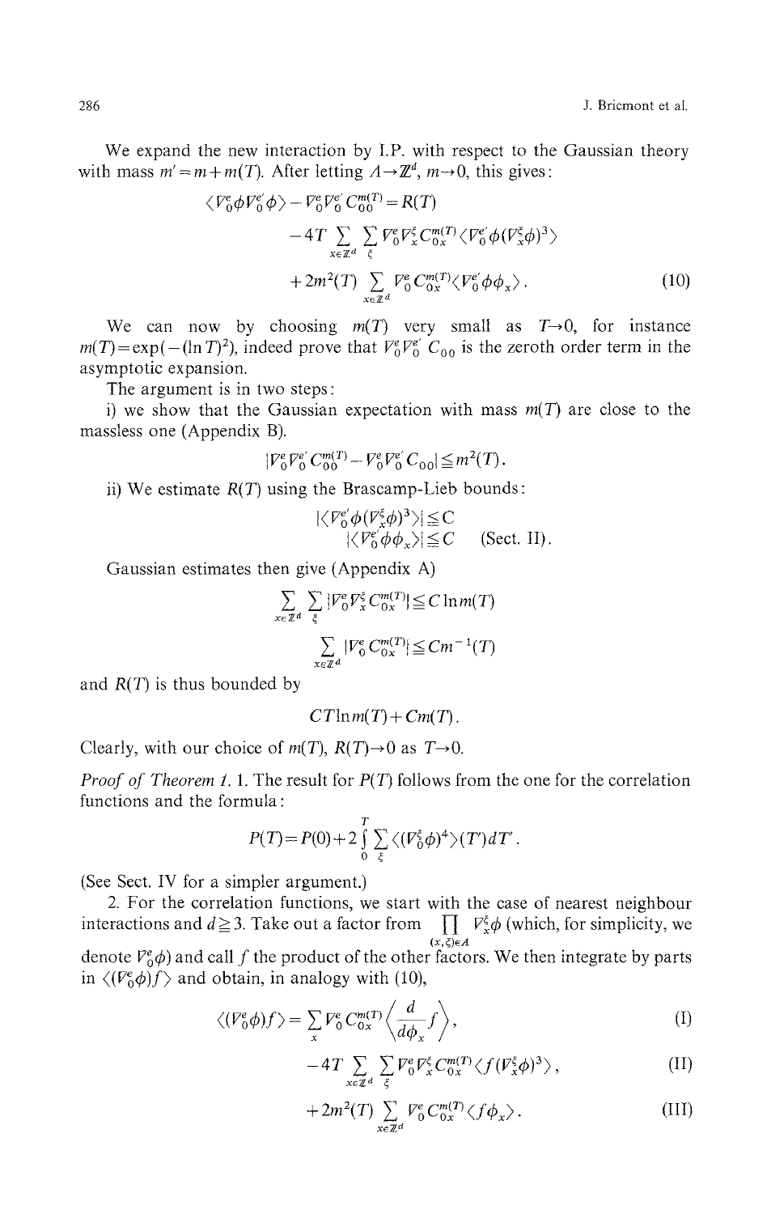We expand the new interaction by I.P. with respect to the Gaussian theory with mass $m' = m + m(T)$. After letting $\Lambda \to \mathbb{Z}^d$, $m \to 0$, this gives:

$$
\begin{aligned}
\langle V_0^e \phi V_0^{e'} \phi \rangle - V_0^e V_0^{e'} C_{00}^{m(T)} &= R(T) \\
&\quad - 4T \sum_{x \in \mathbb{Z}^d} \sum_{\xi} V_0^e V_x^\xi C_{0x}^{m(T)} \langle V_0^{e'} \phi (V_x^\xi \phi)^3 \rangle \\
&\quad + 2m^2(T) \sum_{x \in \mathbb{Z}^d} V_0^e C_{0x}^{m(T)} \langle V_0^{e'} \phi \phi_x \rangle .
\end{aligned} \tag{10}
$$

We can now by choosing $m(T)$ very small as $T \to 0$, for instance $m(T) = \exp(-(\ln T)^2)$, indeed prove that $V_0^e V_0^{e'} C_{00}$ is the zeroth order term in the asymptotic expansion.

The argument is in two steps:

i) we show that the Gaussian expectation with mass $m(T)$ are close to the massless one (Appendix B).

$$|V_0^e V_0^{e'} C_{00}^{m(T)} - V_0^e V_0^{e'} C_{00}| \leq m^2(T).$$

ii) We estimate $R(T)$ using the Brascamp-Lieb bounds:

$$|\langle V_0^{e'} \phi (V_x^\xi \phi)^3 \rangle| \leq C$$

$$|\langle V_0^{e'} \phi \phi_x \rangle| \leq C \quad \text{(Sect. II)}.$$

Gaussian estimates then give (Appendix A)

$$\sum_{x \in \mathbb{Z}^d} \sum_{\xi} |V_0^e V_x^\xi C_{0x}^{m(T)}| \leq C \ln m(T)$$

$$\sum_{x \in \mathbb{Z}^d} |V_0^e C_{0x}^{m(T)}| \leq C m^{-1}(T)$$

and $R(T)$ is thus bounded by

$$C T \ln m(T) + C m(T).$$

Clearly, with our choice of $m(T)$, $R(T) \to 0$ as $T \to 0$.

*Proof of Theorem 1.* 1. The result for $P(T)$ follows from the one for the correlation functions and the formula:

$$P(T) = P(0) + 2 \int_0^T \sum_{\xi} \langle (V_0^\xi \phi)^4 \rangle (T') dT'.$$

(See Sect. IV for a simpler argument.)

2. For the correlation functions, we start with the case of nearest neighbour interactions and $d \geq 3$. Take out a factor from $\prod_{(x,\xi) \in A} V_x^\xi \phi$ (which, for simplicity, we denote $V_0^e \phi$) and call $f$ the product of the other factors. We then integrate by parts in $\langle (V_0^e \phi) f \rangle$ and obtain, in analogy with (10),

$$\langle (V_0^e \phi) f \rangle = \sum_x V_0^e C_{0x}^{m(T)} \left\langle \frac{d}{d\phi_x} f \right\rangle, \tag{I}$$

$$- 4T \sum_{x \in \mathbb{Z}^d} \sum_{\xi} V_0^e V_x^\xi C_{0x}^{m(T)} \langle f (V_x^\xi \phi)^3 \rangle, \tag{II}$$

$$+ 2m^2(T) \sum_{x \in \mathbb{Z}^d} V_0^e C_{0x}^{m(T)} \langle f \phi_x \rangle. \tag{III}$$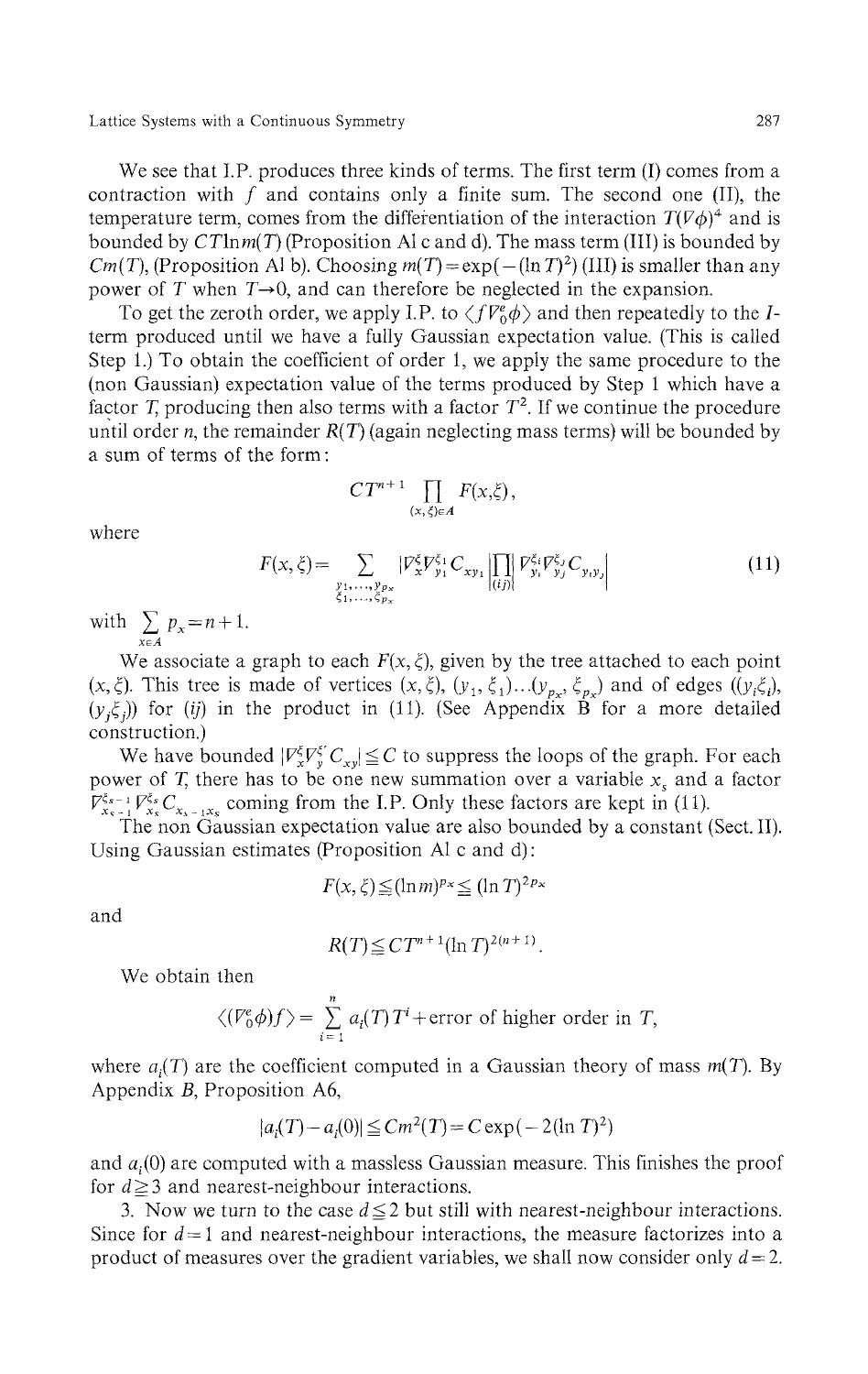We see that I.P. produces three kinds of terms. The first term (I) comes from a contraction with $f$ and contains only a finite sum. The second one (II), the temperature term, comes from the differentiation of the interaction $T(\nabla\phi)^4$ and is bounded by $CT\ln m(T)$ (Proposition A1 c and d). The mass term (III) is bounded by $Cm(T)$, (Proposition A1 b). Choosing $m(T)=\exp(-(\ln T)^2)$ (III) is smaller than any power of $T$ when $T\to 0$, and can therefore be neglected in the expansion.

To get the zeroth order, we apply I.P. to $\langle f\nabla_0^e\phi\rangle$ and then repeatedly to the $I$-term produced until we have a fully Gaussian expectation value. (This is called Step 1.) To obtain the coefficient of order 1, we apply the same procedure to the (non Gaussian) expectation value of the terms produced by Step 1 which have a factor $T$, producing then also terms with a factor $T^2$. If we continue the procedure until order $n$, the remainder $R(T)$ (again neglecting mass terms) will be bounded by a sum of terms of the form:

$$CT^{n+1}\prod_{(x,\xi)\in A}F(x,\xi),$$

where

$$F(x,\xi)=\sum_{\substack{y_1,\ldots,y_{p_x}\\ \xi_1,\ldots,\xi_{p_x}}}|\nabla_x^\xi\nabla_{y_1}^{\xi_1}C_{xy_1}|\prod_{(ij)}|\nabla_{y_i}^{\xi_i}\nabla_{y_j}^{\xi_j}C_{y_iy_j}| \tag{11}$$

with $\sum_{x\in A}p_x=n+1$.

We associate a graph to each $F(x,\xi)$, given by the tree attached to each point $(x,\xi)$. This tree is made of vertices $(x,\xi)$, $(y_1,\xi_1)\ldots(y_{p_x},\xi_{p_x})$ and of edges $((y_i\xi_i),(y_j\xi_j))$ for $(ij)$ in the product in (11). (See Appendix B for a more detailed construction.)

We have bounded $|\nabla_x^\xi\nabla_y^{\xi'}C_{xy}|\leq C$ to suppress the loops of the graph. For each power of $T$, there has to be one new summation over a variable $x_s$ and a factor $\nabla_{x_{s-1}}^{\xi_{s-1}}\nabla_{x_s}^{\xi_s}C_{x_{s-1}x_s}$ coming from the I.P. Only these factors are kept in (11).

The non Gaussian expectation value are also bounded by a constant (Sect. II). Using Gaussian estimates (Proposition A1 c and d):

$$F(x,\xi)\leq(\ln m)^{p_x}\leq(\ln T)^{2p_x}$$

and

$$R(T)\leq CT^{n+1}(\ln T)^{2(n+1)}.$$

We obtain then

$$\langle(\nabla_0^e\phi)f\rangle=\sum_{i=1}^n a_i(T)T^i+\text{error of higher order in } T,$$

where $a_i(T)$ are the coefficient computed in a Gaussian theory of mass $m(T)$. By Appendix $B$, Proposition A6,

$$|a_i(T)-a_i(0)|\leq Cm^2(T)=C\exp(-2(\ln T)^2)$$

and $a_i(0)$ are computed with a massless Gaussian measure. This finishes the proof for $d\geq 3$ and nearest-neighbour interactions.

3. Now we turn to the case $d\leq 2$ but still with nearest-neighbour interactions. Since for $d=1$ and nearest-neighbour interactions, the measure factorizes into a product of measures over the gradient variables, we shall now consider only $d=2$.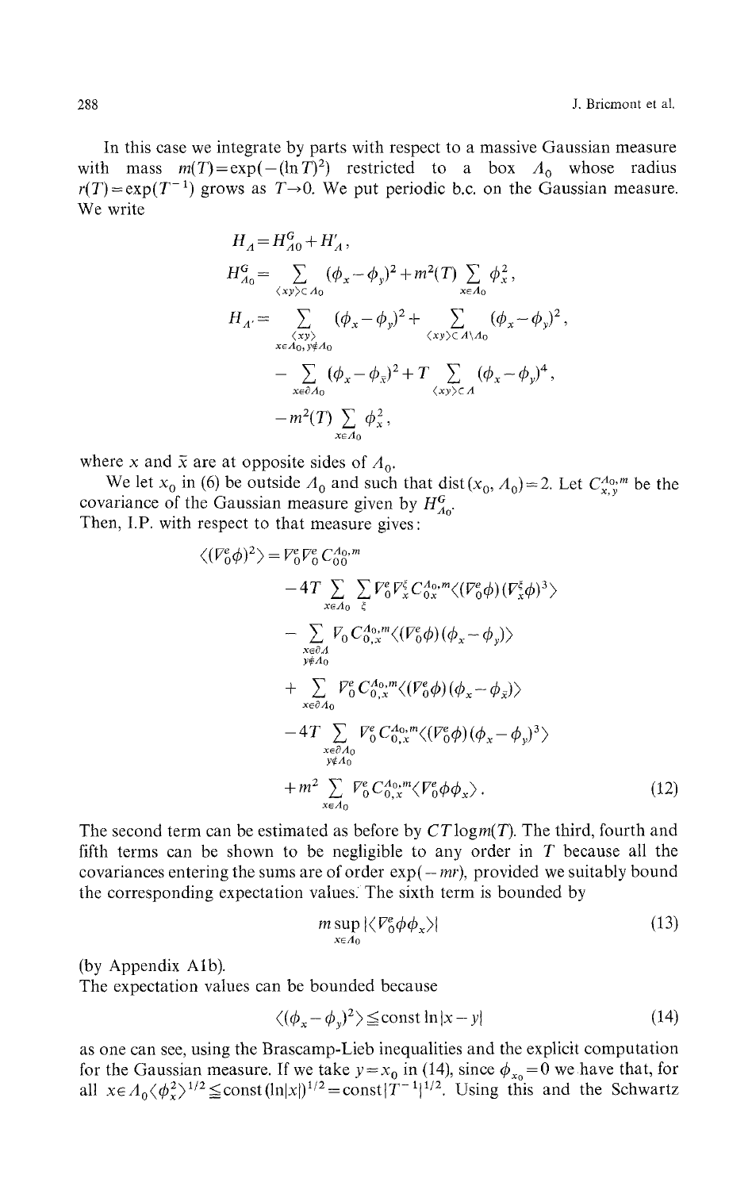In this case we integrate by parts with respect to a massive Gaussian measure with mass $m(T) = \exp(-(\ln T)^2)$ restricted to a box $\Lambda_0$ whose radius $r(T) = \exp(T^{-1})$ grows as $T \to 0$. We put periodic b.c. on the Gaussian measure. We write

$$H_\Lambda = H_{\Lambda 0}^G + H'_\Lambda ,$$

$$H_{\Lambda_0}^G = \sum_{\langle xy \rangle \subset \Lambda_0} (\phi_x - \phi_y)^2 + m^2(T) \sum_{x \in \Lambda_0} \phi_x^2 ,$$

$$H_{\Lambda'} = \sum_{\substack{\langle xy \rangle \\ x \in \Lambda_0, y \notin \Lambda_0}} (\phi_x - \phi_y)^2 + \sum_{\langle xy \rangle \subset \Lambda \setminus \Lambda_0} (\phi_x - \phi_y)^2 ,$$

$$- \sum_{x \in \partial \Lambda_0} (\phi_x - \phi_{\bar{x}})^2 + T \sum_{\langle xy \rangle \subset \Lambda} (\phi_x - \phi_y)^4 ,$$

$$- m^2(T) \sum_{x \in \Lambda_0} \phi_x^2 ,$$

where $x$ and $\bar{x}$ are at opposite sides of $\Lambda_0$.

We let $x_0$ in (6) be outside $\Lambda_0$ and such that $\mathrm{dist}(x_0, \Lambda_0) = 2$. Let $C_{x,y}^{\Lambda_0, m}$ be the covariance of the Gaussian measure given by $H_{\Lambda_0}^G$.

Then, I.P. with respect to that measure gives:

$$\begin{aligned}
\langle (V_0^e \phi)^2 \rangle &= V_0^e V_0^e C_{00}^{\Lambda_0, m} \\
&\quad - 4T \sum_{x \in \Lambda_0} \sum_{\xi} V_0^e V_x^\xi C_{0x}^{\Lambda_0, m} \langle (V_0^e \phi)(V_x^\xi \phi)^3 \rangle \\
&\quad - \sum_{\substack{x \in \partial \Lambda \\ y \notin \Lambda_0}} V_0 C_{0,x}^{\Lambda_0, m} \langle (V_0^e \phi)(\phi_x - \phi_y) \rangle \\
&\quad + \sum_{x \in \partial \Lambda_0} V_0^e C_{0,x}^{\Lambda_0, m} \langle (V_0^e \phi)(\phi_x - \phi_{\bar{x}}) \rangle \\
&\quad - 4T \sum_{\substack{x \in \partial \Lambda_0 \\ y \notin \Lambda_0}} V_0^e C_{0,x}^{\Lambda_0, m} \langle (V_0^e \phi)(\phi_x - \phi_y)^3 \rangle \\
&\quad + m^2 \sum_{x \in \Lambda_0} V_0^e C_{0,x}^{\Lambda_0, m} \langle V_0^e \phi \phi_x \rangle .
\end{aligned} \tag{12}$$

The second term can be estimated as before by $CT \log m(T)$. The third, fourth and fifth terms can be shown to be negligible to any order in $T$ because all the covariances entering the sums are of order $\exp(-mr)$, provided we suitably bound the corresponding expectation values. The sixth term is bounded by

$$m \sup_{x \in \Lambda_0} |\langle V_0^e \phi \phi_x \rangle| \tag{13}$$

(by Appendix A1b).

The expectation values can be bounded because

$$\langle (\phi_x - \phi_y)^2 \rangle \leq \mathrm{const} \ln |x - y| \tag{14}$$

as one can see, using the Brascamp-Lieb inequalities and the explicit computation for the Gaussian measure. If we take $y = x_0$ in (14), since $\phi_{x_0} = 0$ we have that, for all $x \in \Lambda_0 \langle \phi_x^2 \rangle^{1/2} \leq \mathrm{const} (\ln |x|)^{1/2} = \mathrm{const} |T^{-1}|^{1/2}$. Using this and the Schwartz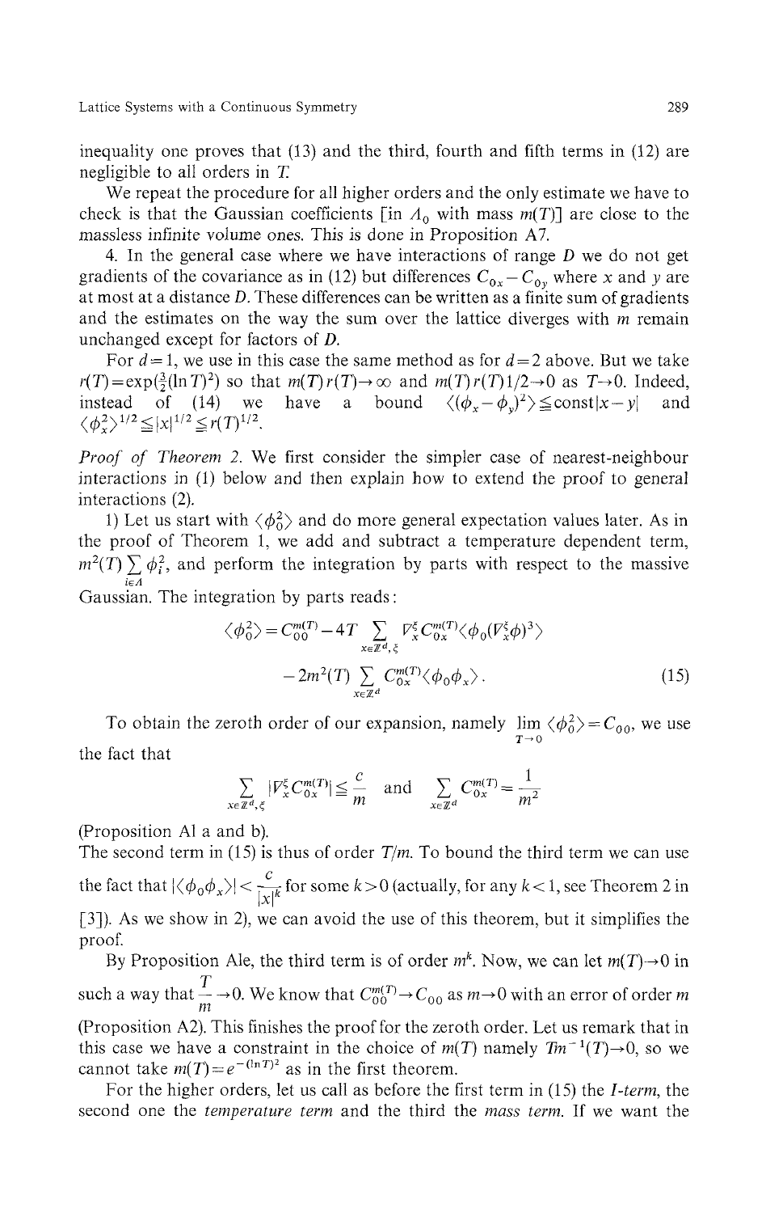inequality one proves that (13) and the third, fourth and fifth terms in (12) are negligible to all orders in $T$.

We repeat the procedure for all higher orders and the only estimate we have to check is that the Gaussian coefficients [in $\Lambda_0$ with mass $m(T)$] are close to the massless infinite volume ones. This is done in Proposition A7.

4. In the general case where we have interactions of range $D$ we do not get gradients of the covariance as in (12) but differences $C_{0x} - C_{0y}$ where $x$ and $y$ are at most at a distance $D$. These differences can be written as a finite sum of gradients and the estimates on the way the sum over the lattice diverges with $m$ remain unchanged except for factors of $D$.

For $d=1$, we use in this case the same method as for $d=2$ above. But we take $r(T) = \exp(\frac{3}{2}(\ln T)^2)$ so that $m(T)r(T) \to \infty$ and $m(T)r(T)1/2 \to 0$ as $T \to 0$. Indeed, instead of (14) we have a bound $\langle(\phi_x - \phi_y)^2\rangle \leqq \text{const}|x-y|$ and $\langle \phi_x^2 \rangle^{1/2} \leqq |x|^{1/2} \leqq r(T)^{1/2}$.

*Proof of Theorem 2.* We first consider the simpler case of nearest-neighbour interactions in (1) below and then explain how to extend the proof to general interactions (2).

1) Let us start with $\langle \phi_0^2 \rangle$ and do more general expectation values later. As in the proof of Theorem 1, we add and subtract a temperature dependent term, $m^2(T) \sum_{i \in \Lambda} \phi_i^2$, and perform the integration by parts with respect to the massive Gaussian. The integration by parts reads:

$$\langle \phi_0^2 \rangle = C_{00}^{m(T)} - 4T \sum_{x \in \mathbb{Z}^d, \xi} \nabla_x^\xi C_{0x}^{m(T)} \langle \phi_0 (\nabla_x^\xi \phi)^3 \rangle$$
$$- 2m^2(T) \sum_{x \in \mathbb{Z}^d} C_{0x}^{m(T)} \langle \phi_0 \phi_x \rangle . \tag{15}$$

To obtain the zeroth order of our expansion, namely $\lim_{T \to 0} \langle \phi_0^2 \rangle = C_{00}$, we use the fact that

$$\sum_{x \in \mathbb{Z}^d, \xi} |\nabla_x^\xi C_{0x}^{m(T)}| \leqq \frac{c}{m} \quad \text{and} \quad \sum_{x \in \mathbb{Z}^d} C_{0x}^{m(T)} = \frac{1}{m^2}$$

(Proposition A1 a and b).

The second term in (15) is thus of order $T/m$. To bound the third term we can use the fact that $|\langle \phi_0 \phi_x \rangle| < \frac{c}{|x|^k}$ for some $k > 0$ (actually, for any $k < 1$, see Theorem 2 in [3]). As we show in 2), we can avoid the use of this theorem, but it simplifies the proof.

By Proposition A1e, the third term is of order $m^k$. Now, we can let $m(T) \to 0$ in such a way that $\frac{T}{m} \to 0$. We know that $C_{00}^{m(T)} \to C_{00}$ as $m \to 0$ with an error of order $m$ (Proposition A2). This finishes the proof for the zeroth order. Let us remark that in this case we have a constraint in the choice of $m(T)$ namely $Tm^{-1}(T) \to 0$, so we cannot take $m(T) = e^{-(\ln T)^2}$ as in the first theorem.

For the higher orders, let us call as before the first term in (15) the *I-term*, the second one the *temperature term* and the third the *mass term*. If we want the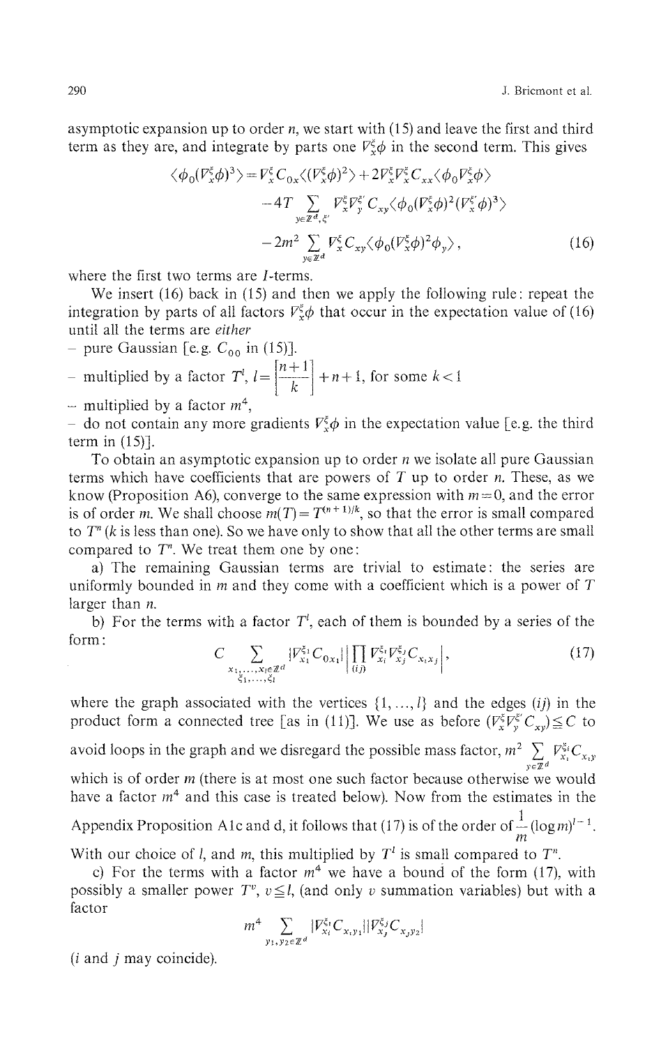asymptotic expansion up to order $n$, we start with (15) and leave the first and third term as they are, and integrate by parts one $\nabla_x^\xi \phi$ in the second term. This gives

$$\begin{aligned}
\langle \phi_0 (\nabla_x^\xi \phi)^3 \rangle = & \nabla_x^\xi C_{0x} \langle (\nabla_x^\xi \phi)^2 \rangle + 2 \nabla_x^\xi \nabla_x^\xi C_{xx} \langle \phi_0 \nabla_x^\xi \phi \rangle \\
& - 4T \sum_{y \in \mathbb{Z}^d, \xi'} \nabla_x^\xi \nabla_y^{\xi'} C_{xy} \langle \phi_0 (\nabla_x^\xi \phi)^2 (\nabla_x^{\xi'} \phi)^3 \rangle \\
& - 2m^2 \sum_{y \in \mathbb{Z}^d} \nabla_x^\xi C_{xy} \langle \phi_0 (\nabla_x^\xi \phi)^2 \phi_y \rangle ,
\end{aligned} \tag{16}$$

where the first two terms are $I$-terms.

We insert (16) back in (15) and then we apply the following rule: repeat the integration by parts of all factors $\nabla_x^\xi \phi$ that occur in the expectation value of (16) until all the terms are *either*

- pure Gaussian [e.g. $C_{00}$ in (15)].
- multiplied by a factor $T^l$, $l = \left[\frac{n+1}{k}\right] + n + 1$, for some $k < 1$
- multiplied by a factor $m^4$,
- do not contain any more gradients $\nabla_x^\xi \phi$ in the expectation value [e.g. the third term in (15)].

To obtain an asymptotic expansion up to order $n$ we isolate all pure Gaussian terms which have coefficients that are powers of $T$ up to order $n$. These, as we know (Proposition A6), converge to the same expression with $m = 0$, and the error is of order $m$. We shall choose $m(T) = T^{(n+1)/k}$, so that the error is small compared to $T^n$ ($k$ is less than one). So we have only to show that all the other terms are small compared to $T^n$. We treat them one by one:

a) The remaining Gaussian terms are trivial to estimate: the series are uniformly bounded in $m$ and they come with a coefficient which is a power of $T$ larger than $n$.

b) For the terms with a factor $T^l$, each of them is bounded by a series of the form:

$$C \sum_{\substack{x_1, \ldots, x_l \in \mathbb{Z}^d \\ \xi_1, \ldots, \xi_l}} |\nabla_{x_1}^{\xi_1} C_{0x_1}| \left| \prod_{(ij)} \nabla_{x_i}^{\xi_i} \nabla_{x_j}^{\xi_j} C_{x_i x_j} \right| , \tag{17}$$

where the graph associated with the vertices $\{1, \ldots, l\}$ and the edges $(ij)$ in the product form a connected tree [as in (11)]. We use as before $(\nabla_x^\xi \nabla_y^{\xi'} C_{xy}) \leqq C$ to avoid loops in the graph and we disregard the possible mass factor, $m^2 \sum_{y \in \mathbb{Z}^d} \nabla_{x_i}^{\xi_i} C_{x_i y}$ which is of order $m$ (there is at most one such factor because otherwise we would have a factor $m^4$ and this case is treated below). Now from the estimates in the Appendix Proposition A1c and d, it follows that (17) is of the order of $\frac{1}{m} (\log m)^{l-1}$. With our choice of $l$, and $m$, this multiplied by $T^l$ is small compared to $T^n$.

c) For the terms with a factor $m^4$ we have a bound of the form (17), with possibly a smaller power $T^v$, $v \leqq l$, (and only $v$ summation variables) but with a factor

$$m^4 \sum_{y_1, y_2 \in \mathbb{Z}^d} |\nabla_{x_i}^{\xi_i} C_{x_i y_1}| |\nabla_{x_j}^{\xi_j} C_{x_j y_2}|$$

($i$ and $j$ may coincide).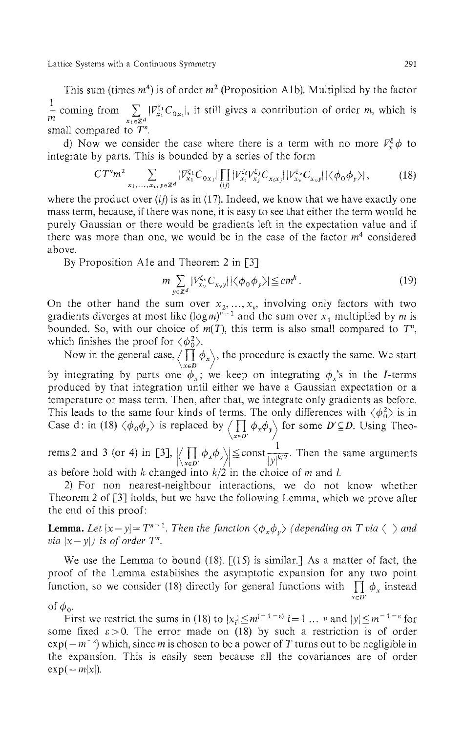This sum (times $m^4$) is of order $m^2$ (Proposition A1b). Multiplied by the factor $\frac{1}{m}$ coming from $\sum_{x_1 \in \mathbb{Z}^d} |\nabla_{x_1}^{\xi_1} C_{0x_1}|$, it still gives a contribution of order $m$, which is small compared to $T^n$.

d) Now we consider the case where there is a term with no more $\nabla_x^{\xi} \phi$ to integrate by parts. This is bounded by a series of the form

$$CT^{\nu} m^2 \sum_{x_1, \ldots, x_\nu, y \in \mathbb{Z}^d} |\nabla_{x_1}^{\xi_1} C_{0x_1}| \prod_{(ij)} |\nabla_{x_i}^{\xi_i} \nabla_{x_j}^{\xi_j} C_{x_i x_j}| \, |\nabla_{x_\nu}^{\xi_\nu} C_{x_\nu y}| \, |\langle \phi_0 \phi_y \rangle| , \tag{18}$$

where the product over $(ij)$ is as in (17). Indeed, we know that we have exactly one mass term, because, if there was none, it is easy to see that either the term would be purely Gaussian or there would be gradients left in the expectation value and if there was more than one, we would be in the case of the factor $m^4$ considered above.

By Proposition A1e and Theorem 2 in [3]

$$m \sum_{y \in \mathbb{Z}^d} |\nabla_{x_\nu}^{\xi_\nu} C_{x_\nu y}| \, |\langle \phi_0 \phi_y \rangle| \leq c m^k . \tag{19}$$

On the other hand the sum over $x_2, \ldots, x_\nu$, involving only factors with two gradients diverges at most like $(\log m)^{\nu - 1}$ and the sum over $x_1$ multiplied by $m$ is bounded. So, with our choice of $m(T)$, this term is also small compared to $T^n$, which finishes the proof for $\langle \phi_0^2 \rangle$.

Now in the general case, $\left\langle \prod_{x \in D} \phi_x \right\rangle$, the procedure is exactly the same. We start by integrating by parts one $\phi_x$; we keep on integrating $\phi_x$'s in the $I$-terms produced by that integration until either we have a Gaussian expectation or a temperature or mass term. Then, after that, we integrate only gradients as before. This leads to the same four kinds of terms. The only differences with $\langle \phi_0^2 \rangle$ is in Case d: in (18) $\langle \phi_0 \phi_y \rangle$ is replaced by $\left\langle \prod_{x \in D'} \phi_x \phi_y \right\rangle$ for some $D' \subsetneq D$. Using Theorems 2 and 3 (or 4) in [3], $\left| \left\langle \prod_{x \in D'} \phi_x \phi_y \right\rangle \right| \leq \text{const} \frac{1}{|y|^{k/2}}$. Then the same arguments as before hold with $k$ changed into $k/2$ in the choice of $m$ and $l$.

2) For non nearest-neighbour interactions, we do not know whether Theorem 2 of [3] holds, but we have the following Lemma, which we prove after the end of this proof:

**Lemma.** *Let $|x - y| = T^{n+1}$. Then the function $\langle \phi_x \phi_y \rangle$ (depending on $T$ via $\langle \ \rangle$ and via $|x - y|$) is of order $T^n$.*

We use the Lemma to bound (18). [(15) is similar.] As a matter of fact, the proof of the Lemma establishes the asymptotic expansion for any two point function, so we consider (18) directly for general functions with $\prod_{x \in D'} \phi_x$ instead of $\phi_0$.

First we restrict the sums in (18) to $|x_i| \leq m^{(-1-\varepsilon)}$ $i = 1 \ldots \nu$ and $|y| \leq m^{-1-\varepsilon}$ for some fixed $\varepsilon > 0$. The error made on (18) by such a restriction is of order $\exp(-m^{-\varepsilon})$ which, since $m$ is chosen to be a power of $T$ turns out to be negligible in the expansion. This is easily seen because all the covariances are of order $\exp(-m|x|)$.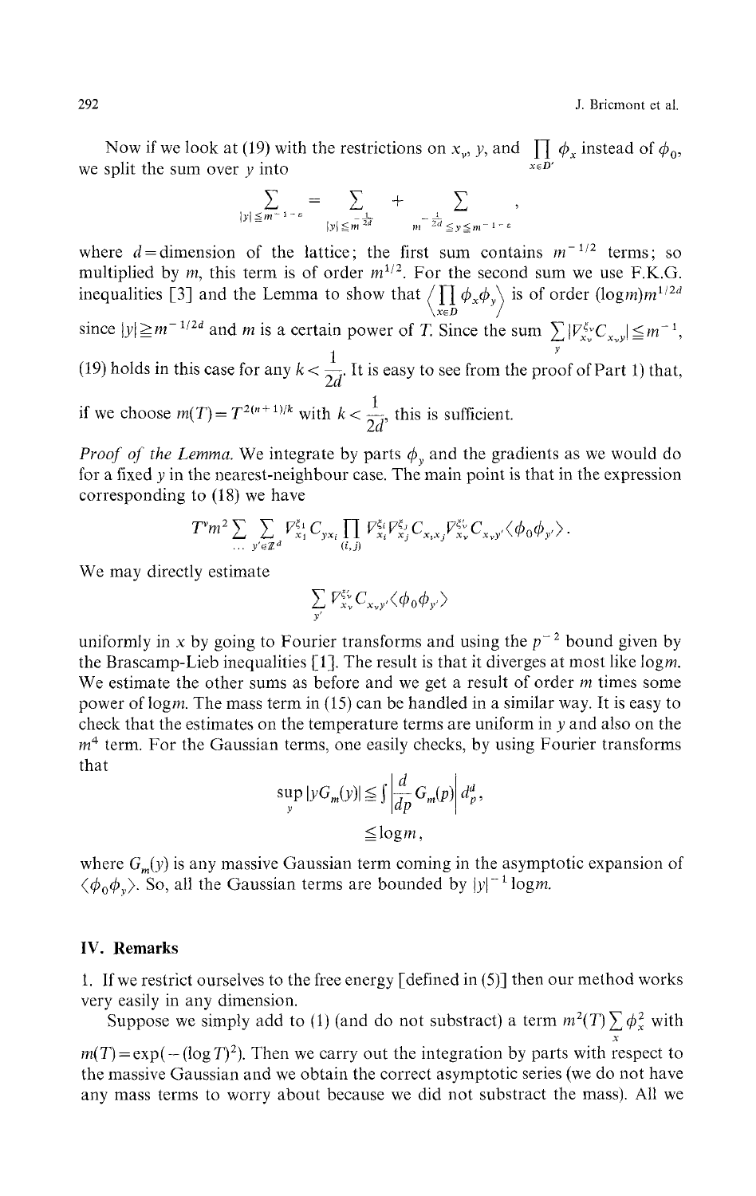Now if we look at (19) with the restrictions on $x_v$, $y$, and $\prod_{x \in D'} \phi_x$ instead of $\phi_0$, we split the sum over $y$ into

$$\sum_{|y| \leq m^{-1-\varepsilon}} = \sum_{|y| \leq m^{-\frac{1}{2d}}} + \sum_{m^{-\frac{1}{2d}} \leq y \leq m^{-1-\varepsilon}},$$

where $d$ = dimension of the lattice; the first sum contains $m^{-1/2}$ terms; so multiplied by $m$, this term is of order $m^{1/2}$. For the second sum we use F.K.G. inequalities [3] and the Lemma to show that $\left\langle \prod_{x \in D} \phi_x \phi_y \right\rangle$ is of order $(\log m) m^{1/2d}$ since $|y| \geq m^{-1/2d}$ and $m$ is a certain power of $T$. Since the sum $\sum_y |V_{x_v}^{\xi_v} C_{x_v y}| \leq m^{-1}$, (19) holds in this case for any $k < \frac{1}{2d}$. It is easy to see from the proof of Part 1) that, if we choose $m(T) = T^{2(n+1)/k}$ with $k < \frac{1}{2d}$, this is sufficient.

*Proof of the Lemma.* We integrate by parts $\phi_y$ and the gradients as we would do for a fixed $y$ in the nearest-neighbour case. The main point is that in the expression corresponding to (18) we have

$$T^v m^2 \sum_{\dots} \sum_{y' \in \mathbb{Z}^d} V_{x_1}^{\xi_1} C_{y x_1} \prod_{(i,j)} V_{x_i}^{\xi_i} V_{x_j}^{\xi_j} C_{x_i x_j} V_{x_v}^{\xi_v} C_{x_v y'} \langle \phi_0 \phi_{y'} \rangle .$$

We may directly estimate

$$\sum_{y'} V_{x_v}^{\xi_v} C_{x_v y'} \langle \phi_0 \phi_{y'} \rangle$$

uniformly in $x$ by going to Fourier transforms and using the $p^{-2}$ bound given by the Brascamp-Lieb inequalities [1]. The result is that it diverges at most like $\log m$. We estimate the other sums as before and we get a result of order $m$ times some power of $\log m$. The mass term in (15) can be handled in a similar way. It is easy to check that the estimates on the temperature terms are uniform in $y$ and also on the $m^4$ term. For the Gaussian terms, one easily checks, by using Fourier transforms that

$$\sup_y |y G_m(y)| \leq \int \left| \frac{d}{dp} G_m(p) \right| d_p^d ,$$
$$\leq \log m ,$$

where $G_m(y)$ is any massive Gaussian term coming in the asymptotic expansion of $\langle \phi_0 \phi_y \rangle$. So, all the Gaussian terms are bounded by $|y|^{-1} \log m$.

## IV. Remarks

1. If we restrict ourselves to the free energy [defined in (5)] then our method works very easily in any dimension.

Suppose we simply add to (1) (and do not substract) a term $m^2(T) \sum_x \phi_x^2$ with $m(T) = \exp(-(\log T)^2)$. Then we carry out the integration by parts with respect to the massive Gaussian and we obtain the correct asymptotic series (we do not have any mass terms to worry about because we did not substract the mass). All we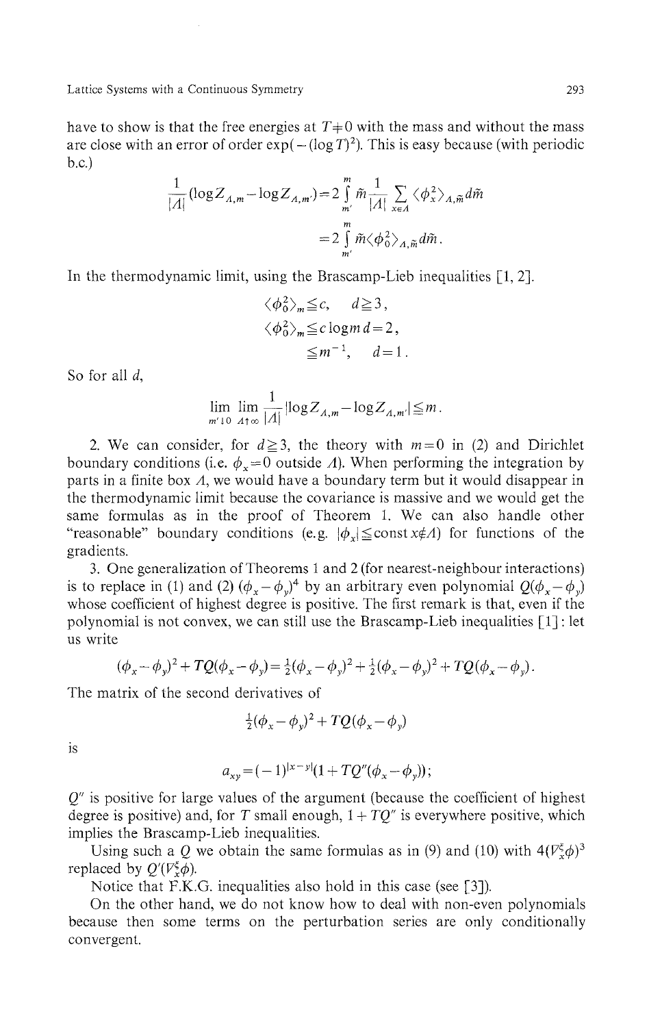have to show is that the free energies at $T \neq 0$ with the mass and without the mass are close with an error of order $\exp(-(\log T)^2)$. This is easy because (with periodic b.c.)

$$\frac{1}{|\Lambda|}(\log Z_{\Lambda,m} - \log Z_{\Lambda,m'}) = 2\int_{m'}^{m} \tilde{m} \frac{1}{|\Lambda|} \sum_{x \in \Lambda} \langle \phi_x^2 \rangle_{\Lambda,\tilde{m}} d\tilde{m}$$

$$= 2\int_{m'}^{m} \tilde{m} \langle \phi_0^2 \rangle_{\Lambda,\tilde{m}} d\tilde{m}.$$

In the thermodynamic limit, using the Brascamp-Lieb inequalities [1, 2].

$$\langle \phi_0^2 \rangle_m \leqq c, \quad d \geqq 3,$$

$$\langle \phi_0^2 \rangle_m \leqq c \log m \; d = 2,$$

$$\leqq m^{-1}, \quad d = 1.$$

So for all $d$,

$$\lim_{m' \downarrow 0} \lim_{\Lambda \uparrow \infty} \frac{1}{|\Lambda|} |\log Z_{\Lambda,m} - \log Z_{\Lambda,m'}| \leqq m.$$

2. We can consider, for $d \geqq 3$, the theory with $m = 0$ in (2) and Dirichlet boundary conditions (i.e. $\phi_x = 0$ outside $\Lambda$). When performing the integration by parts in a finite box $\Lambda$, we would have a boundary term but it would disappear in the thermodynamic limit because the covariance is massive and we would get the same formulas as in the proof of Theorem 1. We can also handle other "reasonable" boundary conditions (e.g. $|\phi_x| \leqq \text{const}\, x \notin \Lambda$) for functions of the gradients.

3. One generalization of Theorems 1 and 2 (for nearest-neighbour interactions) is to replace in (1) and (2) $(\phi_x - \phi_y)^4$ by an arbitrary even polynomial $Q(\phi_x - \phi_y)$ whose coefficient of highest degree is positive. The first remark is that, even if the polynomial is not convex, we can still use the Brascamp-Lieb inequalities [1]: let us write

$$(\phi_x - \phi_y)^2 + TQ(\phi_x - \phi_y) = \tfrac{1}{2}(\phi_x - \phi_y)^2 + \tfrac{1}{2}(\phi_x - \phi_y)^2 + TQ(\phi_x - \phi_y).$$

The matrix of the second derivatives of

$$\tfrac{1}{2}(\phi_x - \phi_y)^2 + TQ(\phi_x - \phi_y)$$

is

$$a_{xy} = (-1)^{|x-y|}(1 + TQ''(\phi_x - \phi_y));$$

$Q''$ is positive for large values of the argument (because the coefficient of highest degree is positive) and, for $T$ small enough, $1 + TQ''$ is everywhere positive, which implies the Brascamp-Lieb inequalities.

Using such a $Q$ we obtain the same formulas as in (9) and (10) with $4(V_x^\xi \phi)^3$ replaced by $Q'(V_x^\xi \phi)$.

Notice that F.K.G. inequalities also hold in this case (see [3]).

On the other hand, we do not know how to deal with non-even polynomials because then some terms on the perturbation series are only conditionally convergent.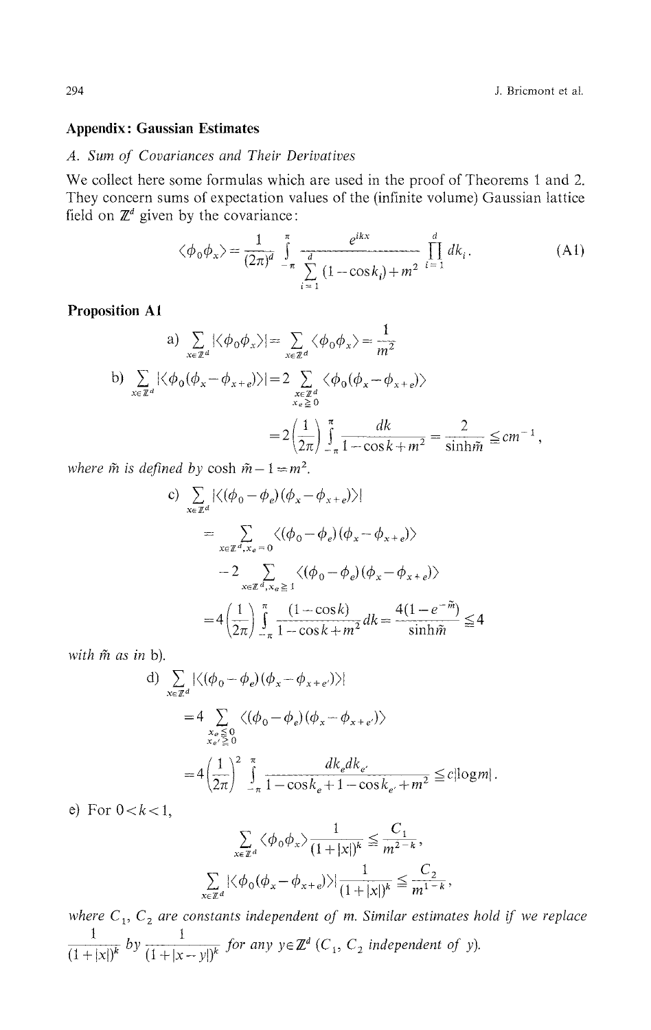## Appendix: Gaussian Estimates

### A. Sum of Covariances and Their Derivatives

We collect here some formulas which are used in the proof of Theorems 1 and 2. They concern sums of expectation values of the (infinite volume) Gaussian lattice field on $\mathbb{Z}^d$ given by the covariance:

$$\langle \phi_0 \phi_x \rangle = \frac{1}{(2\pi)^d} \int_{-\pi}^{\pi} \frac{e^{ikx}}{\sum_{i=1}^{d} (1-\cos k_i) + m^2} \prod_{i=1}^{d} dk_i . \tag{A1}$$

**Proposition A1**

a) $\sum_{x \in \mathbb{Z}^d} |\langle \phi_0 \phi_x \rangle| = \sum_{x \in \mathbb{Z}^d} \langle \phi_0 \phi_x \rangle = \frac{1}{m^2}$

b)
$$\sum_{x \in \mathbb{Z}^d} |\langle \phi_0 (\phi_x - \phi_{x+e}) \rangle| = 2 \sum_{\substack{x \in \mathbb{Z}^d \\ x_e \geqq 0}} \langle \phi_0 (\phi_x - \phi_{x+e}) \rangle$$
$$= 2 \left( \frac{1}{2\pi} \right) \int_{-\pi}^{\pi} \frac{dk}{1 - \cos k + m^2} = \frac{2}{\sinh \tilde{m}} \leqq c m^{-1},$$

*where $\tilde{m}$ is defined by* $\cosh \tilde{m} - 1 = m^2$.

c)
$$\sum_{x \in \mathbb{Z}^d} |\langle (\phi_0 - \phi_e)(\phi_x - \phi_{x+e}) \rangle|$$
$$= \sum_{x \in \mathbb{Z}^d, x_e = 0} \langle (\phi_0 - \phi_e)(\phi_x - \phi_{x+e}) \rangle$$
$$- 2 \sum_{x \in \mathbb{Z}^d, x_e \geqq 1} \langle (\phi_0 - \phi_e)(\phi_x - \phi_{x+e}) \rangle$$
$$= 4 \left( \frac{1}{2\pi} \right) \int_{-\pi}^{\pi} \frac{(1 - \cos k)}{1 - \cos k + m^2} dk = \frac{4(1 - e^{-\tilde{m}})}{\sinh \tilde{m}} \leqq 4$$

*with $\tilde{m}$ as in* b).

d)
$$\sum_{x \in \mathbb{Z}^d} |\langle (\phi_0 - \phi_e)(\phi_x - \phi_{x+e'}) \rangle|$$
$$= 4 \sum_{\substack{x_e \leqq 0 \\ x_{e'} \geqq 0}} \langle (\phi_0 - \phi_e)(\phi_x - \phi_{x+e'}) \rangle$$
$$= 4 \left( \frac{1}{2\pi} \right)^2 \int_{-\pi}^{\pi} \frac{dk_e dk_{e'}}{1 - \cos k_e + 1 - \cos k_{e'} + m^2} \leqq c |\log m| .$$

e) For $0 < k < 1$,

$$\sum_{x \in \mathbb{Z}^d} \langle \phi_0 \phi_x \rangle \frac{1}{(1 + |x|)^k} \leqq \frac{C_1}{m^{2-k}},$$

$$\sum_{x \in \mathbb{Z}^d} |\langle \phi_0 (\phi_x - \phi_{x+e}) \rangle| \frac{1}{(1 + |x|)^k} \leqq \frac{C_2}{m^{1-k}},$$

*where $C_1$, $C_2$ are constants independent of $m$. Similar estimates hold if we replace* $\frac{1}{(1+|x|)^k}$ *by* $\frac{1}{(1+|x-y|)^k}$ *for any $y \in \mathbb{Z}^d$ ($C_1$, $C_2$ independent of $y$).*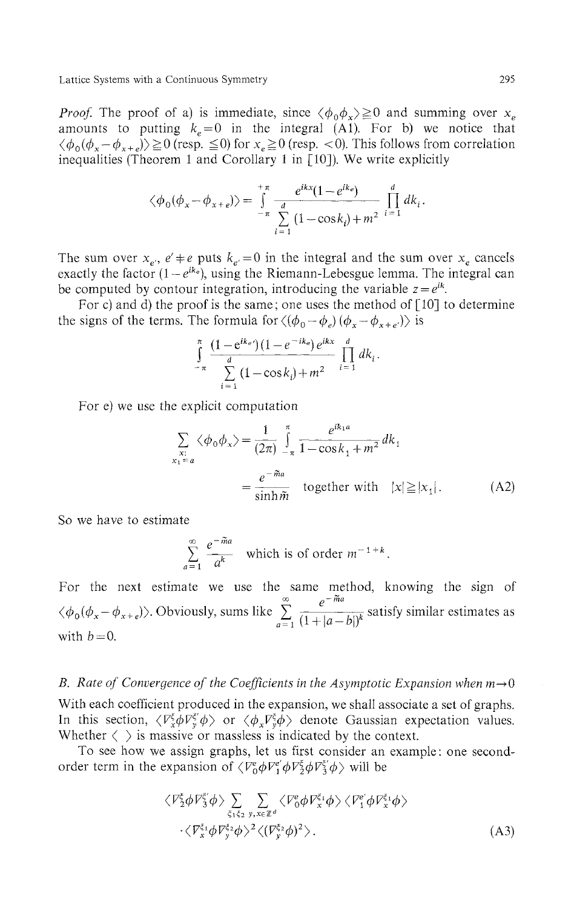*Proof.* The proof of a) is immediate, since $\langle \phi_0 \phi_x \rangle \geqq 0$ and summing over $x_e$ amounts to putting $k_e = 0$ in the integral (A1). For b) we notice that $\langle \phi_0(\phi_x - \phi_{x+e}) \rangle \geqq 0$ (resp. $\leqq 0$) for $x_e \geqq 0$ (resp. $< 0$). This follows from correlation inequalities (Theorem 1 and Corollary 1 in [10]). We write explicitly

$$\langle \phi_0(\phi_x - \phi_{x+e}) \rangle = \int_{-\pi}^{+\pi} \frac{e^{ikx}(1 - e^{ik_e})}{\sum_{i=1}^{d} (1 - \cos k_i) + m^2} \prod_{i=1}^{d} dk_i .$$

The sum over $x_{e'}$, $e' \neq e$ puts $k_{e'} = 0$ in the integral and the sum over $x_e$ cancels exactly the factor $(1 - e^{ik_e})$, using the Riemann-Lebesgue lemma. The integral can be computed by contour integration, introducing the variable $z = e^{ik}$.

For c) and d) the proof is the same; one uses the method of [10] to determine the signs of the terms. The formula for $\langle (\phi_0 - \phi_e)(\phi_x - \phi_{x+e'}) \rangle$ is

$$\int_{-\pi}^{\pi} \frac{(1 - e^{ik_{e'}})(1 - e^{-ik_e}) e^{ikx}}{\sum_{i=1}^{d} (1 - \cos k_i) + m^2} \prod_{i=1}^{d} dk_i .$$

For e) we use the explicit computation

$$\sum_{\substack{x: \\ x_1 = a}} \langle \phi_0 \phi_x \rangle = \frac{1}{(2\pi)} \int_{-\pi}^{\pi} \frac{e^{ik_1 a}}{1 - \cos k_1 + m^2} dk_1$$

$$= \frac{e^{-\tilde{m}a}}{\sinh \tilde{m}} \quad \text{together with} \quad |x| \geqq |x_1| . \tag{A2}$$

So we have to estimate

$$\sum_{a=1}^{\infty} \frac{e^{-\tilde{m}a}}{a^k} \quad \text{which is of order } m^{-1+k} .$$

For the next estimate we use the same method, knowing the sign of $\langle \phi_0(\phi_x - \phi_{x+e}) \rangle$. Obviously, sums like $\sum_{a=1}^{\infty} \frac{e^{-\tilde{m}a}}{(1 + |a-b|)^k}$ satisfy similar estimates as with $b = 0$.

## B. *Rate of Convergence of the Coefficients in the Asymptotic Expansion when $m \to 0$*

With each coefficient produced in the expansion, we shall associate a set of graphs. In this section, $\langle \nabla_x^{\xi} \phi \nabla_y^{\xi'} \phi \rangle$ or $\langle \phi_x \nabla_y^{\xi} \phi \rangle$ denote Gaussian expectation values. Whether $\langle \ \rangle$ is massive or massless is indicated by the context.

To see how we assign graphs, let us first consider an example: one second-order term in the expansion of $\langle \nabla_0^e \phi \nabla_1^{e'} \phi \nabla_2^{\xi} \phi \nabla_3^{\xi'} \phi \rangle$ will be

$$\langle \nabla_2^{\xi} \phi \nabla_3^{\xi'} \phi \rangle \sum_{\xi_1 \xi_2} \sum_{y, x \in \mathbb{Z}^d} \langle \nabla_0^e \phi \nabla_x^{\xi_1} \phi \rangle \langle \nabla_1^{e'} \phi \nabla_x^{\xi_1} \phi \rangle$$
$$\cdot \langle \nabla_x^{\xi_1} \phi \nabla_y^{\xi_2} \phi \rangle^2 \langle (\nabla_y^{\xi_2} \phi)^2 \rangle . \tag{A3}$$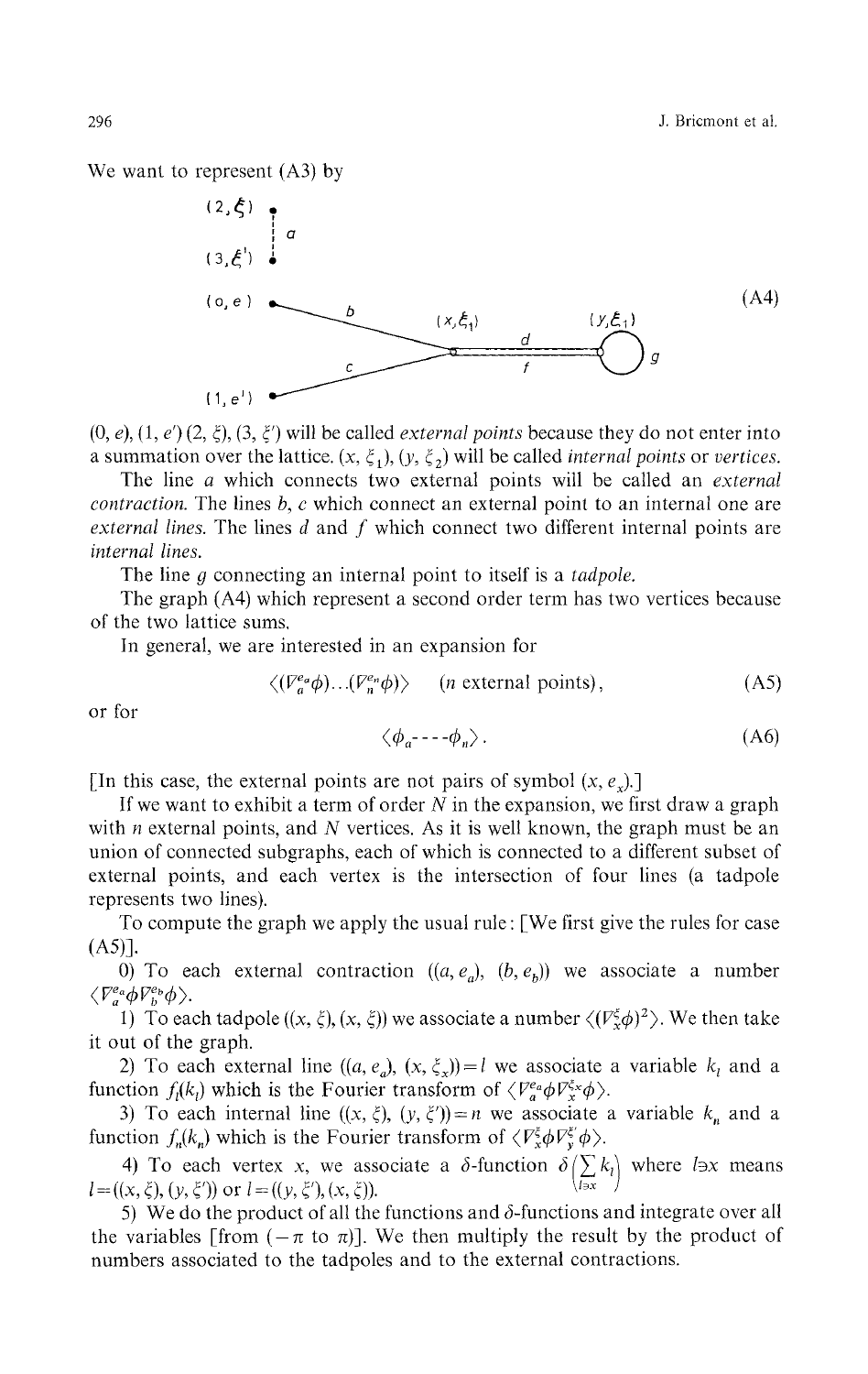We want to represent (A3) by

(A4)

$(0, e)$, $(1, e')$ $(2, \xi)$, $(3, \xi')$ will be called *external points* because they do not enter into a summation over the lattice. $(x, \xi_1)$, $(y, \xi_2)$ will be called *internal points* or *vertices*.

The line $a$ which connects two external points will be called an *external contraction*. The lines $b$, $c$ which connect an external point to an internal one are *external lines*. The lines $d$ and $f$ which connect two different internal points are *internal lines*.

The line $g$ connecting an internal point to itself is a *tadpole*.

The graph (A4) which represent a second order term has two vertices because of the two lattice sums.

In general, we are interested in an expansion for

$$\langle (V_a^{e_a}\phi)\dots(V_n^{e_n}\phi)\rangle \quad (n \text{ external points}), \tag{A5}$$

or for

$$\langle \phi_a \text{----} \phi_n \rangle . \tag{A6}$$

[In this case, the external points are not pairs of symbol $(x, e_x)$.]

If we want to exhibit a term of order $N$ in the expansion, we first draw a graph with $n$ external points, and $N$ vertices. As it is well known, the graph must be an union of connected subgraphs, each of which is connected to a different subset of external points, and each vertex is the intersection of four lines (a tadpole represents two lines).

To compute the graph we apply the usual rule: [We first give the rules for case (A5)].

0) To each external contraction $((a, e_a), (b, e_b))$ we associate a number $\langle V_a^{e_a}\phi V_b^{e_b}\phi\rangle$.

1) To each tadpole $((x, \xi), (x, \xi))$ we associate a number $\langle (V_x^{\xi}\phi)^2\rangle$. We then take it out of the graph.

2) To each external line $((a, e_a), (x, \xi_x)) = l$ we associate a variable $k_l$ and a function $f_l(k_l)$ which is the Fourier transform of $\langle V_a^{e_a}\phi V_x^{\xi_x}\phi\rangle$.

3) To each internal line $((x, \xi), (y, \xi')) = n$ we associate a variable $k_n$ and a function $f_n(k_n)$ which is the Fourier transform of $\langle V_x^{\xi}\phi V_y^{\xi'}\phi\rangle$.

4) To each vertex $x$, we associate a $\delta$-function $\delta\left(\sum_{l \ni x} k_l\right)$ where $l \ni x$ means $l = ((x, \xi), (y, \xi'))$ or $l = ((y, \xi'), (x, \xi))$.

5) We do the product of all the functions and $\delta$-functions and integrate over all the variables [from $(-\pi$ to $\pi)$]. We then multiply the result by the product of numbers associated to the tadpoles and to the external contractions.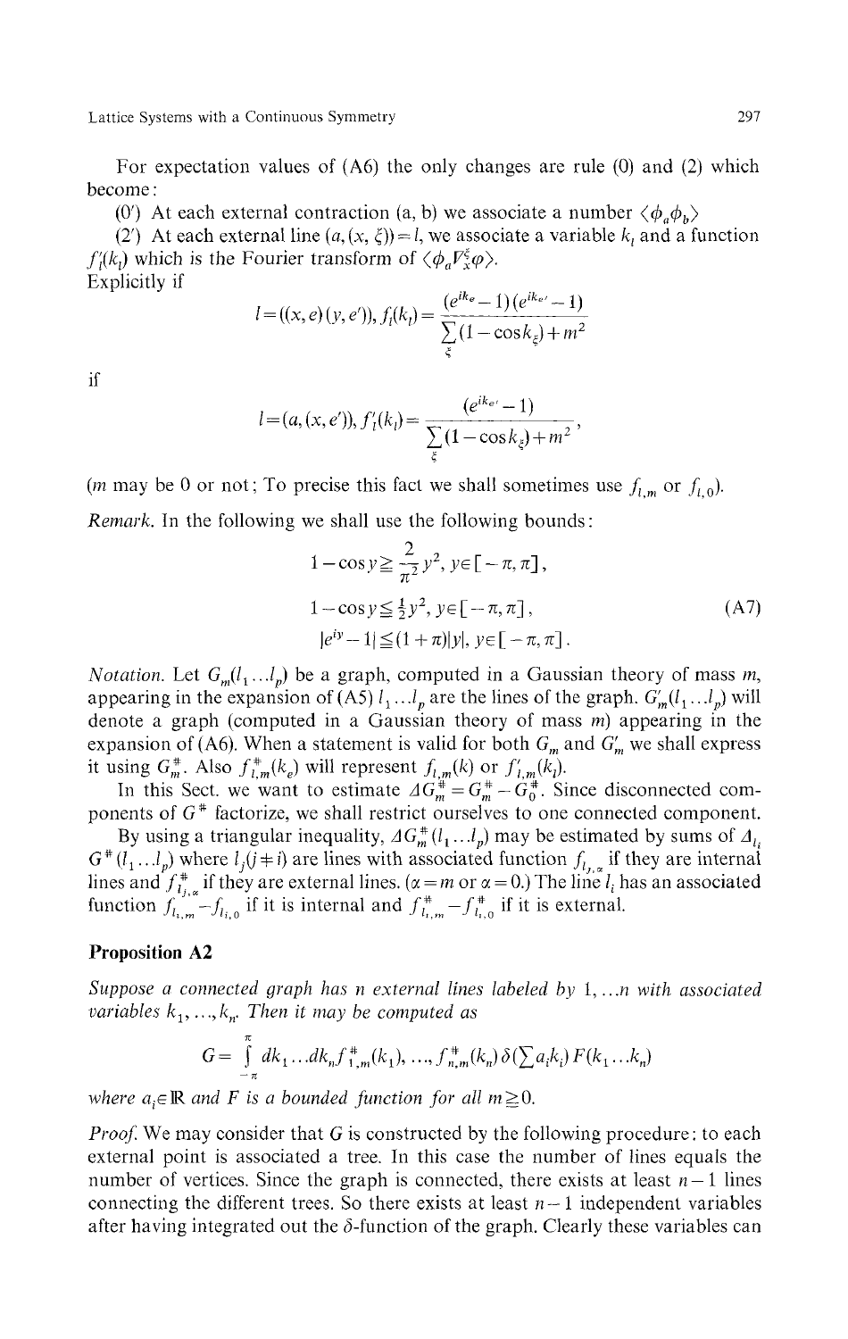For expectation values of (A6) the only changes are rule (0) and (2) which become:

(0′) At each external contraction (a, b) we associate a number $\langle \phi_a \phi_b \rangle$

(2′) At each external line $(a, (x, \xi)) = l$, we associate a variable $k_l$ and a function $f'_l(k_l)$ which is the Fourier transform of $\langle \phi_a V^{\xi}_x \varphi \rangle$.

Explicitly if

$$l = ((x,e)(y,e')), f_l(k_l) = \frac{(e^{ik_e} - 1)(e^{ik_{e'}} - 1)}{\sum_{\xi} (1 - \cos k_{\xi}) + m^2}$$

if

$$l = (a, (x, e')), f'_l(k_l) = \frac{(e^{ik_{e'}} - 1)}{\sum_{\xi} (1 - \cos k_{\xi}) + m^2},$$

($m$ may be 0 or not; To precise this fact we shall sometimes use $f_{l,m}$ or $f_{l,0}$).

*Remark.* In the following we shall use the following bounds:

$$\begin{aligned} &1 - \cos y \geq \frac{2}{\pi^2} y^2, \ y \in [-\pi, \pi], \\ &1 - \cos y \leq \tfrac{1}{2} y^2, \ y \in [-\pi, \pi], \\ &|e^{iy} - 1| \leq (1 + \pi)|y|, \ y \in [-\pi, \pi]. \end{aligned} \tag{A7}$$

*Notation.* Let $G_m(l_1 \ldots l_p)$ be a graph, computed in a Gaussian theory of mass $m$, appearing in the expansion of (A5) $l_1 \ldots l_p$ are the lines of the graph. $G'_m(l_1 \ldots l_p)$ will denote a graph (computed in a Gaussian theory of mass $m$) appearing in the expansion of (A6). When a statement is valid for both $G_m$ and $G'_m$ we shall express it using $G^{\#}_m$. Also $f^{\#}_{l,m}(k_e)$ will represent $f_{l,m}(k)$ or $f'_{l,m}(k_l)$.

In this Sect. we want to estimate $\Delta G^{\#}_m = G^{\#}_m - G^{\#}_0$. Since disconnected components of $G^{\#}$ factorize, we shall restrict ourselves to one connected component.

By using a triangular inequality, $\Delta G^{\#}_m(l_1 \ldots l_p)$ may be estimated by sums of $\Delta_{l_i} G^{\#}(l_1 \ldots l_p)$ where $l_j (j \neq i)$ are lines with associated function $f_{l_j,\alpha}$ if they are internal lines and $f^{\#}_{l_j,\alpha}$ if they are external lines. ($\alpha = m$ or $\alpha = 0$.) The line $l_i$ has an associated function $f_{l_i,m} - f_{l_i,0}$ if it is internal and $f^{\#}_{l_i,m} - f^{\#}_{l_i,0}$ if it is external.

### Proposition A2

*Suppose a connected graph has $n$ external lines labeled by $1, \ldots n$ with associated variables $k_1, \ldots, k_n$. Then it may be computed as*

$$G = \int_{-\pi}^{\pi} dk_1 \ldots dk_n f^{\#}_{1,m}(k_1), \ldots, f^{\#}_{n,m}(k_n) \delta(\sum a_i k_i) F(k_1 \ldots k_n)$$

*where $a_i \in \mathbb{R}$ and $F$ is a bounded function for all $m \geq 0$.*

*Proof.* We may consider that $G$ is constructed by the following procedure: to each external point is associated a tree. In this case the number of lines equals the number of vertices. Since the graph is connected, there exists at least $n-1$ lines connecting the different trees. So there exists at least $n-1$ independent variables after having integrated out the $\delta$-function of the graph. Clearly these variables can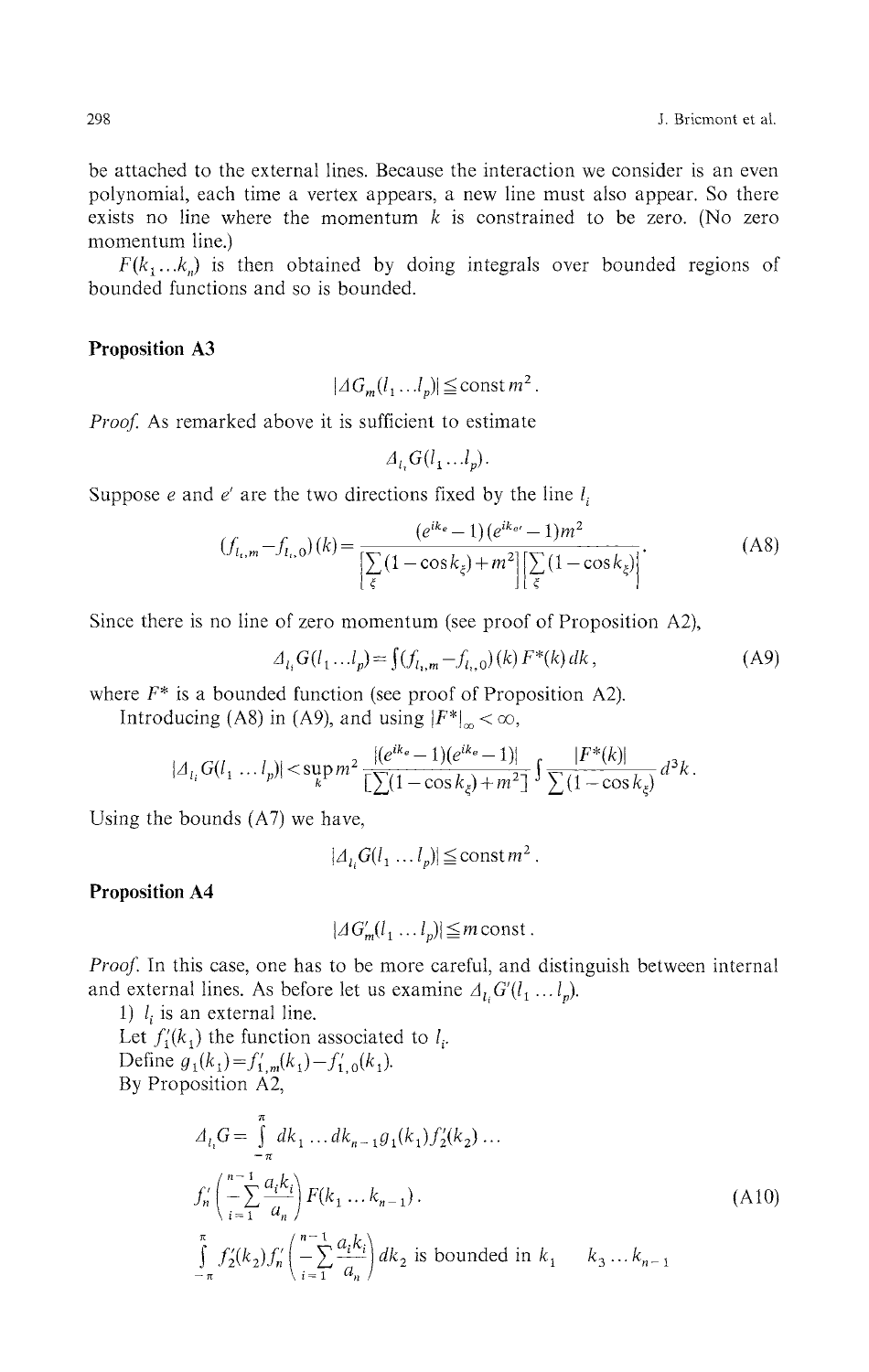be attached to the external lines. Because the interaction we consider is an even polynomial, each time a vertex appears, a new line must also appear. So there exists no line where the momentum $k$ is constrained to be zero. (No zero momentum line.)

$F(k_1 \dots k_n)$ is then obtained by doing integrals over bounded regions of bounded functions and so is bounded.

**Proposition A3**

$$|\Delta G_m(l_1 \dots l_p)| \leqq \text{const}\, m^2 .$$

*Proof.* As remarked above it is sufficient to estimate

$$\Delta_{l_i} G(l_1 \dots l_p) .$$

Suppose $e$ and $e'$ are the two directions fixed by the line $l_i$

$$(f_{l_i,m} - f_{l_i,0})(k) = \frac{(e^{ik_e}-1)(e^{ik_{e'}}-1)m^2}{\left[\sum_\xi (1-\cos k_\xi) + m^2\right]\left[\sum_\xi (1-\cos k_\xi)\right]} . \tag{A8}$$

Since there is no line of zero momentum (see proof of Proposition A2),

$$\Delta_{l_i} G(l_1 \dots l_p) = \int (f_{l_i,m} - f_{l_i,0})(k) F^*(k)\, dk , \tag{A9}$$

where $F^*$ is a bounded function (see proof of Proposition A2).

Introducing (A8) in (A9), and using $|F^*|_\infty < \infty$,

$$|\Delta_{l_i} G(l_1 \dots l_p)| < \sup_k m^2 \frac{|(e^{ik_e}-1)(e^{ik_e}-1)|}{\left[\sum (1-\cos k_\xi) + m^2\right]} \int \frac{|F^*(k)|}{\sum (1-\cos k_\xi)} d^3k .$$

Using the bounds (A7) we have,

$$|\Delta_{l_i} G(l_1 \dots l_p)| \leqq \text{const}\, m^2 .$$

**Proposition A4**

$$|\Delta G'_m(l_1 \dots l_p)| \leqq m\, \text{const} .$$

*Proof.* In this case, one has to be more careful, and distinguish between internal and external lines. As before let us examine $\Delta_{l_i} G'(l_1 \dots l_p)$.

1) $l_i$ is an external line.

Let $f'_1(k_1)$ the function associated to $l_i$.

Define $g_1(k_1) = f'_{1,m}(k_1) - f'_{1,0}(k_1)$.

By Proposition A2,

$$\Delta_{l_i} G = \int_{-\pi}^{\pi} dk_1 \dots dk_{n-1} g_1(k_1) f'_2(k_2) \dots$$
$$f'_n\left(-\sum_{i=1}^{n-1} \frac{a_i k_i}{a_n}\right) F(k_1 \dots k_{n-1}) . \tag{A10}$$

$\int_{-\pi}^{\pi} f'_2(k_2) f'_n\left(-\sum_{i=1}^{n-1} \frac{a_i k_i}{a_n}\right) dk_2$ is bounded in $k_1 \quad k_3 \dots k_{n-1}$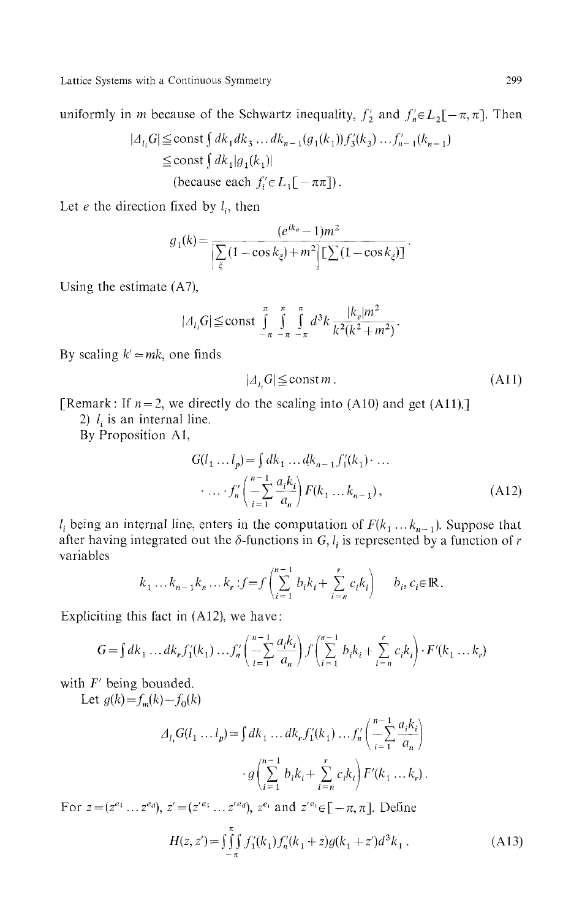uniformly in $m$ because of the Schwartz inequality, $f_2'$ and $f_n' \in L_2[-\pi, \pi]$. Then

$$|\Delta_{l_i} G| \leq \text{const} \int dk_1 dk_3 \dots dk_{n-1} (g_1(k_1)) f_3'(k_3) \dots f_{n-1}'(k_{n-1})$$
$$\leq \text{const} \int dk_1 |g_1(k_1)|$$

(because each $f_i' \in L_1[-\pi\pi]$).

Let $e$ the direction fixed by $l_i$, then

$$g_1(k) = \frac{(e^{ik_e} - 1)m^2}{\left[\sum_\xi (1 - \cos k_\xi) + m^2\right] \left[\sum (1 - \cos k_\xi)\right]}.$$

Using the estimate (A7),

$$|\Delta_{l_i} G| \leq \text{const} \int_{-\pi}^{\pi} \int_{-\pi}^{\pi} \int_{-\pi}^{\pi} d^3k \frac{|k_e| m^2}{k^2(k^2 + m^2)}.$$

By scaling $k' = mk$, one finds

$$|\Delta_{l_i} G| \leq \text{const}\, m. \tag{A11}$$

[Remark: If $n = 2$, we directly do the scaling into (A10) and get (A11).]

2) $l_i$ is an internal line.

By Proposition A1,

$$G(l_1 \dots l_p) = \int dk_1 \dots dk_{n-1} f_1'(k_1) \cdot \dots \cdot f_n'\left(-\sum_{i=1}^{n-1} \frac{a_i k_i}{a_n}\right) F(k_1 \dots k_{n-1}), \tag{A12}$$

$l_i$ being an internal line, enters in the computation of $F(k_1 \dots k_{n-1})$. Suppose that after having integrated out the $\delta$-functions in $G$, $l_i$ is represented by a function of $r$ variables

$$k_1 \dots k_{n-1} k_n \dots k_r : f = f\left(\sum_{i=1}^{n-1} b_i k_i + \sum_{i=n}^{r} c_i k_i\right) \qquad b_i, c_i \in \mathbb{R}.$$

Expliciting this fact in (A12), we have:

$$G = \int dk_1 \dots dk_r f_1'(k_1) \dots f_n'\left(-\sum_{i=1}^{n-1} \frac{a_i k_i}{a_n}\right) f\left(\sum_{i=1}^{n-1} b_i k_i + \sum_{i=n}^{r} c_i k_i\right) \cdot F'(k_1 \dots k_r)$$

with $F'$ being bounded.

Let $g(k) = f_m(k) - f_0(k)$

$$\Delta_{l_i} G(l_1 \dots l_p) = \int dk_1 \dots dk_r f_1'(k_1) \dots f_n'\left(-\sum_{i=1}^{n-1} \frac{a_i k_i}{a_n}\right)$$
$$\cdot g\left(\sum_{i=1}^{n-1} b_i k_i + \sum_{i=n}^{r} c_i k_i\right) F'(k_1 \dots k_r).$$

For $z = (z^{e_1} \dots z^{e_d})$, $z' = (z'^{e_1} \dots z'^{e_d})$, $z^{e_i}$ and $z'^{e_i} \in [-\pi, \pi]$. Define

$$H(z, z') = \iiint_{-\pi}^{\pi} f_1'(k_1) f_n'(k_1 + z) g(k_1 + z') d^3 k_1. \tag{A13}$$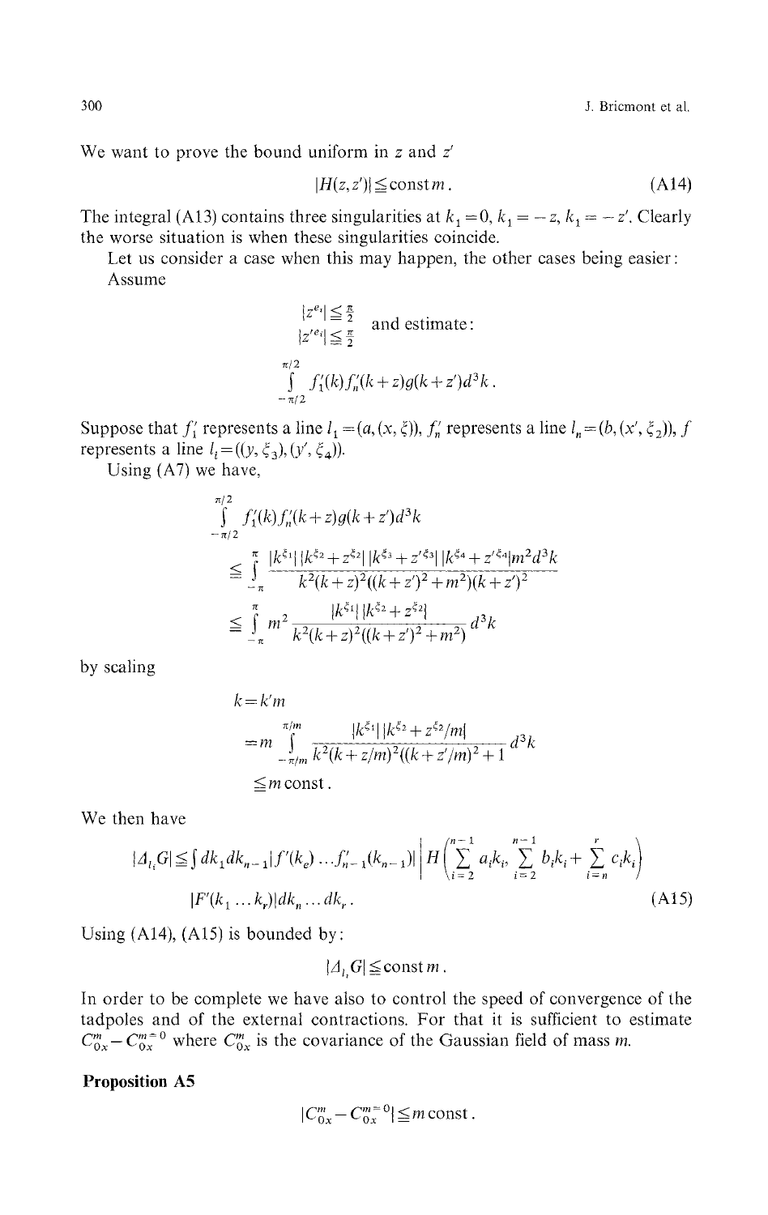We want to prove the bound uniform in $z$ and $z'$

$$|H(z,z')| \leq \text{const}\, m. \tag{A14}$$

The integral (A13) contains three singularities at $k_1 = 0$, $k_1 = -z$, $k_1 = -z'$. Clearly the worse situation is when these singularities coincide.

Let us consider a case when this may happen, the other cases being easier: Assume

$$\begin{aligned} |z^{e_i}| &\leq \tfrac{\pi}{2} \\ |z'^{e_i}| &\leq \tfrac{\pi}{2} \end{aligned} \quad \text{and estimate:}$$

$$\int_{-\pi/2}^{\pi/2} f_1'(k) f_n'(k+z) g(k+z') d^3k .$$

Suppose that $f_1'$ represents a line $l_1 = (a, (x, \xi))$, $f_n'$ represents a line $l_n = (b, (x', \xi_2))$, $f$ represents a line $l_i = ((y, \xi_3), (y', \xi_4))$.

Using (A7) we have,

$$\begin{aligned}
&\int_{-\pi/2}^{\pi/2} f_1'(k) f_n'(k+z) g(k+z') d^3k \\
&\leq \int_{-\pi}^{\pi} \frac{|k^{\xi_1}|\,|k^{\xi_2} + z^{\xi_2}|\,|k^{\xi_3} + z'^{\xi_3}|\,|k^{\xi_4} + z'^{\xi_4}| m^2 d^3k}{k^2 (k+z)^2 ((k+z')^2 + m^2)(k+z')^2} \\
&\leq \int_{-\pi}^{\pi} m^2 \frac{|k^{\xi_1}|\,|k^{\xi_2} + z^{\xi_2}|}{k^2 (k+z)^2 ((k+z')^2 + m^2)} d^3k
\end{aligned}$$

by scaling

$$\begin{aligned}
k &= k' m \\
&= m \int_{-\pi/m}^{\pi/m} \frac{|k^{\xi_1}|\,|k^{\xi_2} + z^{\xi_2}/m|}{k^2 (k+z/m)^2 ((k+z'/m)^2 + 1} d^3k \\
&\leq m \,\text{const}.
\end{aligned}$$

We then have

$$\begin{aligned}
|\Delta_{l_i} G| \leq \int dk_1 dk_{n-1} |f'(k_e) \dots f_{n-1}'(k_{n-1})| \left| H\left( \sum_{i=2}^{n-1} a_i k_i, \sum_{i=2}^{n-1} b_i k_i + \sum_{i=n}^{r} c_i k_i \right) \right| \\
|F'(k_1 \dots k_r)| dk_n \dots dk_r .
\end{aligned} \tag{A15}$$

Using (A14), (A15) is bounded by:

$$|\Delta_{l_i} G| \leq \text{const}\, m .$$

In order to be complete we have also to control the speed of convergence of the tadpoles and of the external contractions. For that it is sufficient to estimate $C_{0x}^m - C_{0x}^{m=0}$ where $C_{0x}^m$ is the covariance of the Gaussian field of mass $m$.

**Proposition A5**

$$|C_{0x}^m - C_{0x}^{m=0}| \leq m \,\text{const}.$$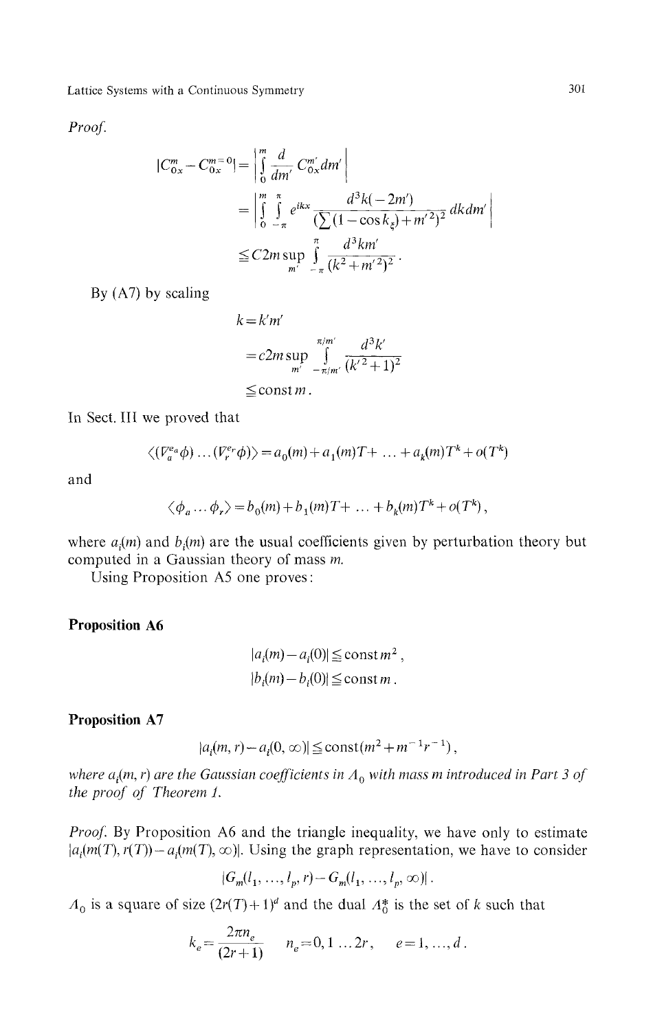*Proof.*

$$
\begin{aligned}
|C_{0x}^{m} - C_{0x}^{m=0}| &= \left| \int_0^m \frac{d}{dm'} C_{0x}^{m'} dm' \right| \\
&= \left| \int_0^m \int_{-\pi}^{\pi} e^{ikx} \frac{d^3k(-2m')}{(\sum(1-\cos k_\xi) + m'^2)^2} dk dm' \right| \\
&\leqq C2m \sup_{m'} \int_{-\pi}^{\pi} \frac{d^3km'}{(k^2+m'^2)^2} .
\end{aligned}
$$

By (A7) by scaling

$$
\begin{aligned}
k &= k'm' \\
&= c2m \sup_{m'} \int_{-\pi/m'}^{\pi/m'} \frac{d^3k'}{(k'^2+1)^2} \\
&\leqq \text{const}\, m .
\end{aligned}
$$

In Sect. III we proved that

$$
\langle (\nabla_a^{e_a}\phi) \ldots (\nabla_r^{e_r}\phi) \rangle = a_0(m) + a_1(m)T + \ldots + a_k(m)T^k + o(T^k)
$$

and

$$
\langle \phi_a \ldots \phi_r \rangle = b_0(m) + b_1(m)T + \ldots + b_k(m)T^k + o(T^k) ,
$$

where $a_i(m)$ and $b_i(m)$ are the usual coefficients given by perturbation theory but computed in a Gaussian theory of mass $m$.

Using Proposition A5 one proves:

**Proposition A6**

$$
|a_i(m) - a_i(0)| \leqq \text{const}\, m^2 ,
$$

$$
|b_i(m) - b_i(0)| \leqq \text{const}\, m .
$$

**Proposition A7**

$$
|a_i(m,r) - a_i(0,\infty)| \leqq \text{const}(m^2 + m^{-1}r^{-1}) ,
$$

*where $a_i(m,r)$ are the Gaussian coefficients in $\Lambda_0$ with mass $m$ introduced in Part 3 of the proof of Theorem 1.*

*Proof.* By Proposition A6 and the triangle inequality, we have only to estimate $|a_i(m(T), r(T)) - a_i(m(T), \infty)|$. Using the graph representation, we have to consider

$$
|G_m(l_1, \ldots, l_p, r) - G_m(l_1, \ldots, l_p, \infty)| .
$$

$\Lambda_0$ is a square of size $(2r(T)+1)^d$ and the dual $\Lambda_0^*$ is the set of $k$ such that

$$
k_e = \frac{2\pi n_e}{(2r+1)} \qquad n_e = 0, 1 \ldots 2r, \qquad e = 1, \ldots, d .
$$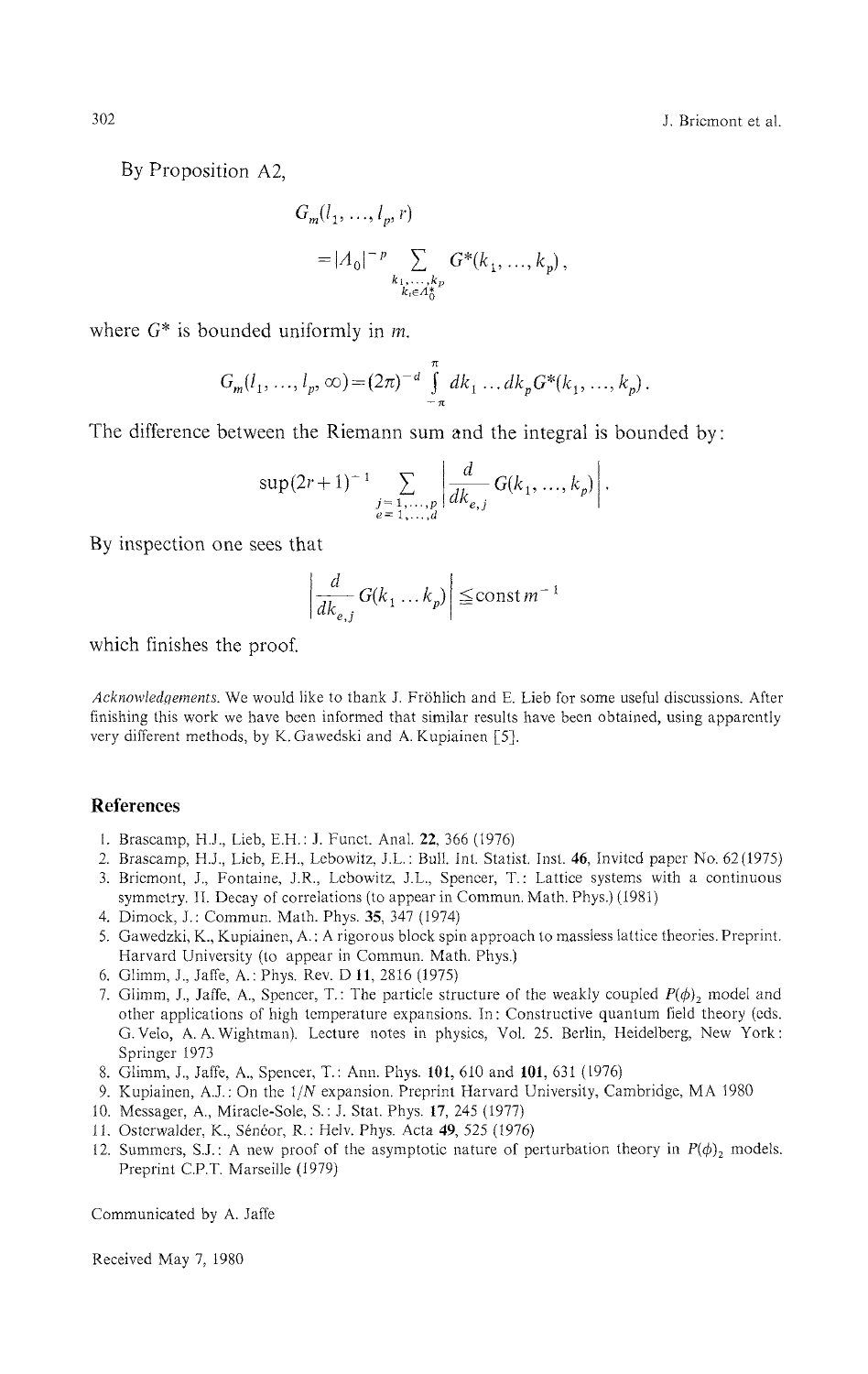By Proposition A2,

$$G_m(l_1, \ldots, l_p, r)$$

$$= |\Lambda_0|^{-p} \sum_{\substack{k_1, \ldots, k_p \\ k_i \in \Lambda_0^*}} G^*(k_1, \ldots, k_p),$$

where $G^*$ is bounded uniformly in $m$.

$$G_m(l_1, \ldots, l_p, \infty) = (2\pi)^{-d} \int_{-\pi}^{\pi} dk_1 \ldots dk_p G^*(k_1, \ldots, k_p).$$

The difference between the Riemann sum and the integral is bounded by:

$$\sup(2r+1)^{-1} \sum_{\substack{j=1,\ldots,p \\ e=1,\ldots,d}} \left| \frac{d}{dk_{e,j}} G(k_1, \ldots, k_p) \right|.$$

By inspection one sees that

$$\left| \frac{d}{dk_{e,j}} G(k_1 \ldots k_p) \right| \leqq \text{const}\, m^{-1}$$

which finishes the proof.

*Acknowledgements.* We would like to thank J. Fröhlich and E. Lieb for some useful discussions. After finishing this work we have been informed that similar results have been obtained, using apparently very different methods, by K. Gawedski and A. Kupiainen [5].

## References

1. Brascamp, H.J., Lieb, E.H.: J. Funct. Anal. **22**, 366 (1976)
2. Brascamp, H.J., Lieb, E.H., Lebowitz, J.L.: Bull. Int. Statist. Inst. **46**, Invited paper No. 62 (1975)
3. Bricmont, J., Fontaine, J.R., Lebowitz, J.L., Spencer, T.: Lattice systems with a continuous symmetry. II. Decay of correlations (to appear in Commun. Math. Phys.) (1981)
4. Dimock, J.: Commun. Math. Phys. **35**, 347 (1974)
5. Gawedzki, K., Kupiainen, A.: A rigorous block spin approach to massless lattice theories. Preprint. Harvard University (to appear in Commun. Math. Phys.)
6. Glimm, J., Jaffe, A.: Phys. Rev. D **11**, 2816 (1975)
7. Glimm, J., Jaffe, A., Spencer, T.: The particle structure of the weakly coupled $P(\phi)_2$ model and other applications of high temperature expansions. In: Constructive quantum field theory (eds. G. Velo, A. A. Wightman). Lecture notes in physics, Vol. 25. Berlin, Heidelberg, New York: Springer 1973
8. Glimm, J., Jaffe, A., Spencer, T.: Ann. Phys. **101**, 610 and **101**, 631 (1976)
9. Kupiainen, A.J.: On the $1/N$ expansion. Preprint Harvard University, Cambridge, MA 1980
10. Messager, A., Miracle-Sole, S.: J. Stat. Phys. **17**, 245 (1977)
11. Osterwalder, K., Sénéor, R.: Helv. Phys. Acta **49**, 525 (1976)
12. Summers, S.J.: A new proof of the asymptotic nature of perturbation theory in $P(\phi)_2$ models. Preprint C.P.T. Marseille (1979)

Communicated by A. Jaffe

Received May 7, 1980